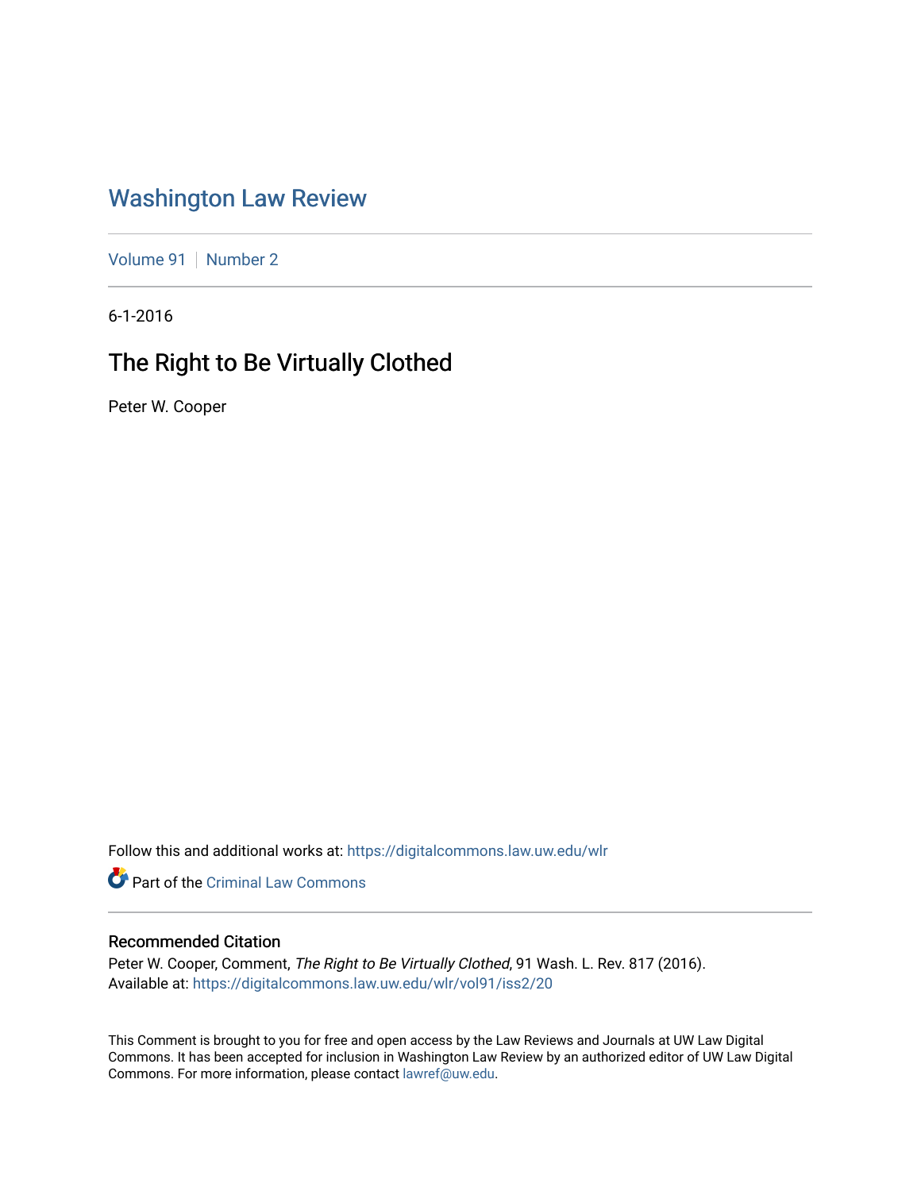# Washington Law Review

Volume 91 | Number 2

6-1-2016

## The Right to Be Virtually Clothed

Peter W. Cooper

Follow this and additional works at: https://digitalcommons.law.uw.edu/wlr

Part of the Criminal Law Commons

### Recommended Citation

Peter W. Cooper, Comment, *The Right to Be Virtually Clothed*, 91 Wash. L. Rev. 817 (2016).
Available at: https://digitalcommons.law.uw.edu/wlr/vol91/iss2/20

This Comment is brought to you for free and open access by the Law Reviews and Journals at UW Law Digital Commons. It has been accepted for inclusion in Washington Law Review by an authorized editor of UW Law Digital Commons. For more information, please contact lawref@uw.edu.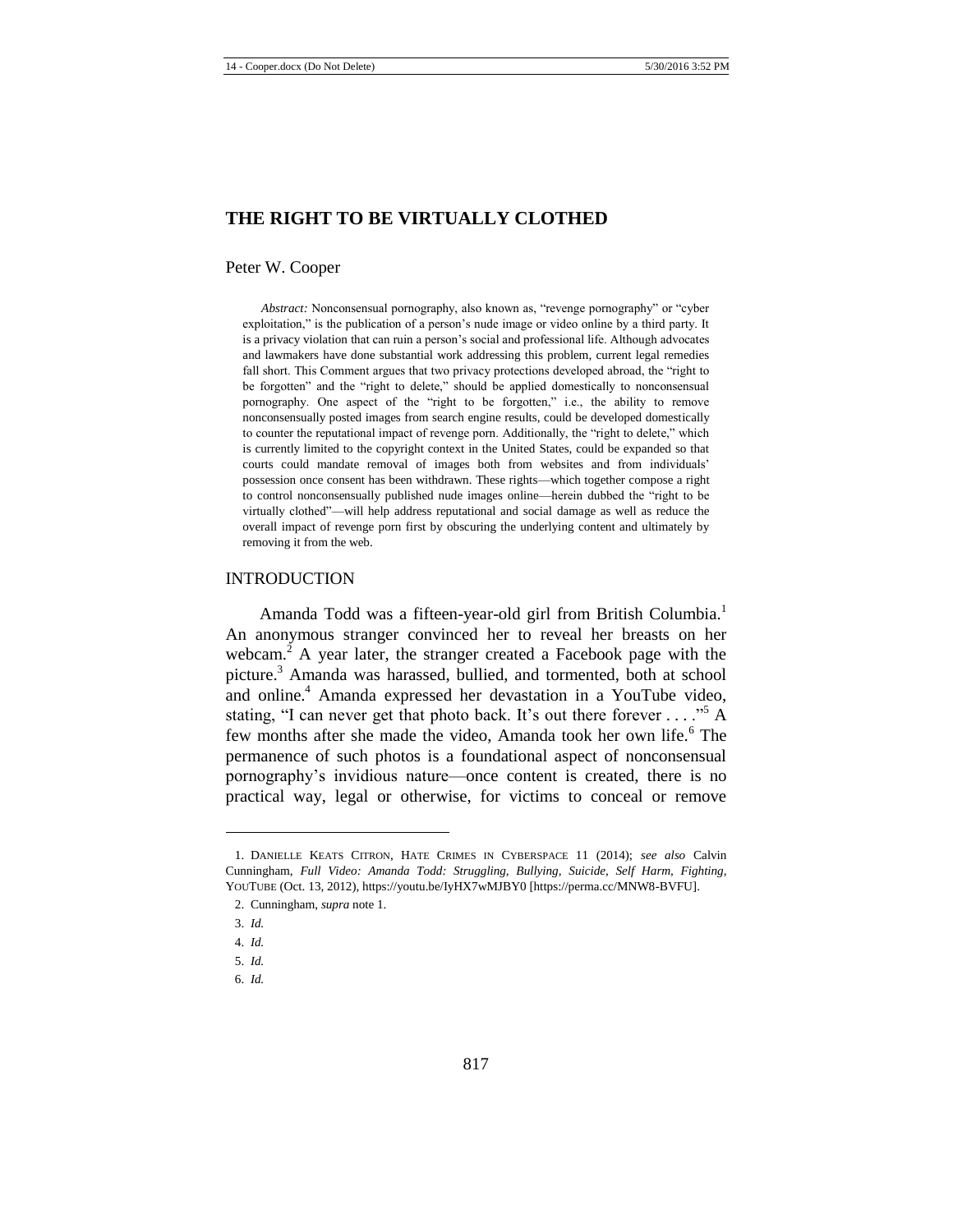# THE RIGHT TO BE VIRTUALLY CLOTHED

Peter W. Cooper

*Abstract:* Nonconsensual pornography, also known as, "revenge pornography" or "cyber exploitation," is the publication of a person's nude image or video online by a third party. It is a privacy violation that can ruin a person's social and professional life. Although advocates and lawmakers have done substantial work addressing this problem, current legal remedies fall short. This Comment argues that two privacy protections developed abroad, the "right to be forgotten" and the "right to delete," should be applied domestically to nonconsensual pornography. One aspect of the "right to be forgotten," i.e., the ability to remove nonconsensually posted images from search engine results, could be developed domestically to counter the reputational impact of revenge porn. Additionally, the "right to delete," which is currently limited to the copyright context in the United States, could be expanded so that courts could mandate removal of images both from websites and from individuals' possession once consent has been withdrawn. These rights—which together compose a right to control nonconsensually published nude images online—herein dubbed the "right to be virtually clothed"—will help address reputational and social damage as well as reduce the overall impact of revenge porn first by obscuring the underlying content and ultimately by removing it from the web.

## INTRODUCTION

Amanda Todd was a fifteen-year-old girl from British Columbia.[1] An anonymous stranger convinced her to reveal her breasts on her webcam.[2] A year later, the stranger created a Facebook page with the picture.[3] Amanda was harassed, bullied, and tormented, both at school and online.[4] Amanda expressed her devastation in a YouTube video, stating, "I can never get that photo back. It's out there forever . . . ."[5] A few months after she made the video, Amanda took her own life.[6] The permanence of such photos is a foundational aspect of nonconsensual pornography's invidious nature—once content is created, there is no practical way, legal or otherwise, for victims to conceal or remove

---

1. DANIELLE KEATS CITRON, HATE CRIMES IN CYBERSPACE 11 (2014); *see also* Calvin Cunningham, *Full Video: Amanda Todd: Struggling, Bullying, Suicide, Self Harm, Fighting*, YOUTUBE (Oct. 13, 2012), https://youtu.be/IyHX7wMJBY0 [https://perma.cc/MNW8-BVFU].

2. Cunningham, *supra* note 1.

3. *Id.*

4. *Id.*

5. *Id.*

6. *Id.*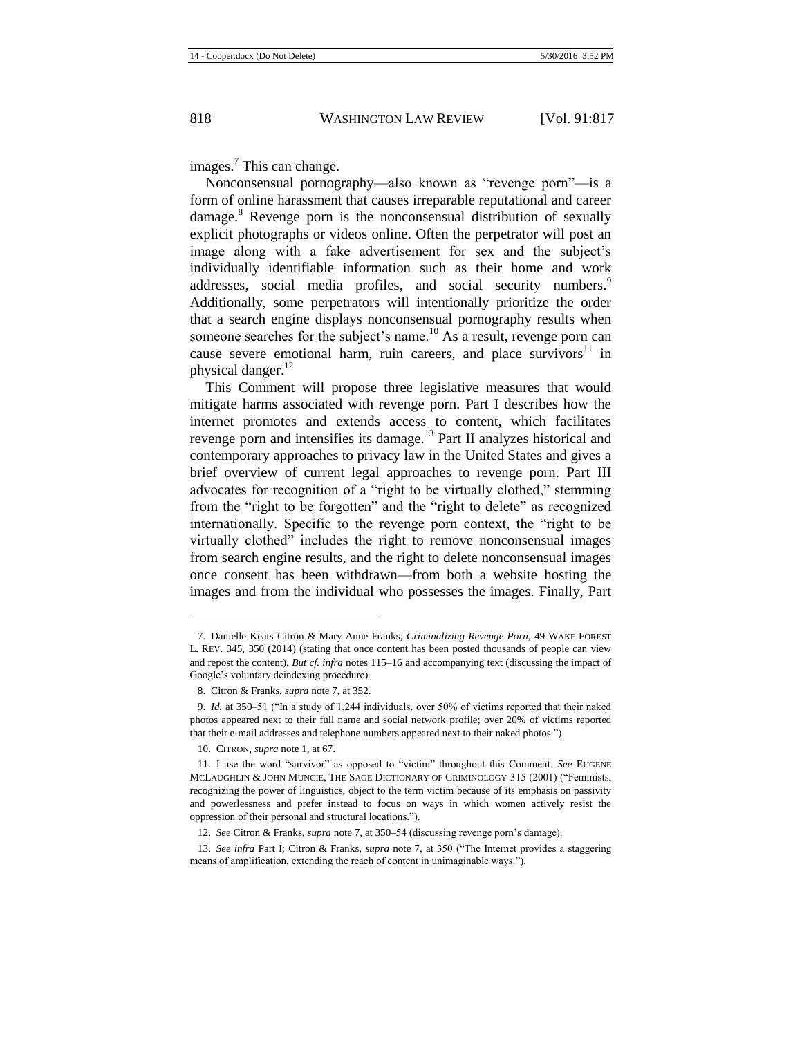images.[7] This can change.

Nonconsensual pornography—also known as "revenge porn"—is a form of online harassment that causes irreparable reputational and career damage.[8] Revenge porn is the nonconsensual distribution of sexually explicit photographs or videos online. Often the perpetrator will post an image along with a fake advertisement for sex and the subject's individually identifiable information such as their home and work addresses, social media profiles, and social security numbers.[9] Additionally, some perpetrators will intentionally prioritize the order that a search engine displays nonconsensual pornography results when someone searches for the subject's name.[10] As a result, revenge porn can cause severe emotional harm, ruin careers, and place survivors[11] in physical danger.[12]

This Comment will propose three legislative measures that would mitigate harms associated with revenge porn. Part I describes how the internet promotes and extends access to content, which facilitates revenge porn and intensifies its damage.[13] Part II analyzes historical and contemporary approaches to privacy law in the United States and gives a brief overview of current legal approaches to revenge porn. Part III advocates for recognition of a "right to be virtually clothed," stemming from the "right to be forgotten" and the "right to delete" as recognized internationally. Specific to the revenge porn context, the "right to be virtually clothed" includes the right to remove nonconsensual images from search engine results, and the right to delete nonconsensual images once consent has been withdrawn—from both a website hosting the images and from the individual who possesses the images. Finally, Part

---

7. Danielle Keats Citron & Mary Anne Franks, *Criminalizing Revenge Porn*, 49 WAKE FOREST L. REV. 345, 350 (2014) (stating that once content has been posted thousands of people can view and repost the content). *But cf. infra* notes 115–16 and accompanying text (discussing the impact of Google's voluntary deindexing procedure).

8. Citron & Franks, *supra* note 7, at 352.

9. *Id.* at 350–51 ("In a study of 1,244 individuals, over 50% of victims reported that their naked photos appeared next to their full name and social network profile; over 20% of victims reported that their e-mail addresses and telephone numbers appeared next to their naked photos.").

10. CITRON, *supra* note 1, at 67.

11. I use the word "survivor" as opposed to "victim" throughout this Comment. *See* EUGENE MCLAUGHLIN & JOHN MUNCIE, THE SAGE DICTIONARY OF CRIMINOLOGY 315 (2001) ("Feminists, recognizing the power of linguistics, object to the term victim because of its emphasis on passivity and powerlessness and prefer instead to focus on ways in which women actively resist the oppression of their personal and structural locations.").

12. *See* Citron & Franks, *supra* note 7, at 350–54 (discussing revenge porn's damage).

13. *See infra* Part I; Citron & Franks, *supra* note 7, at 350 ("The Internet provides a staggering means of amplification, extending the reach of content in unimaginable ways.").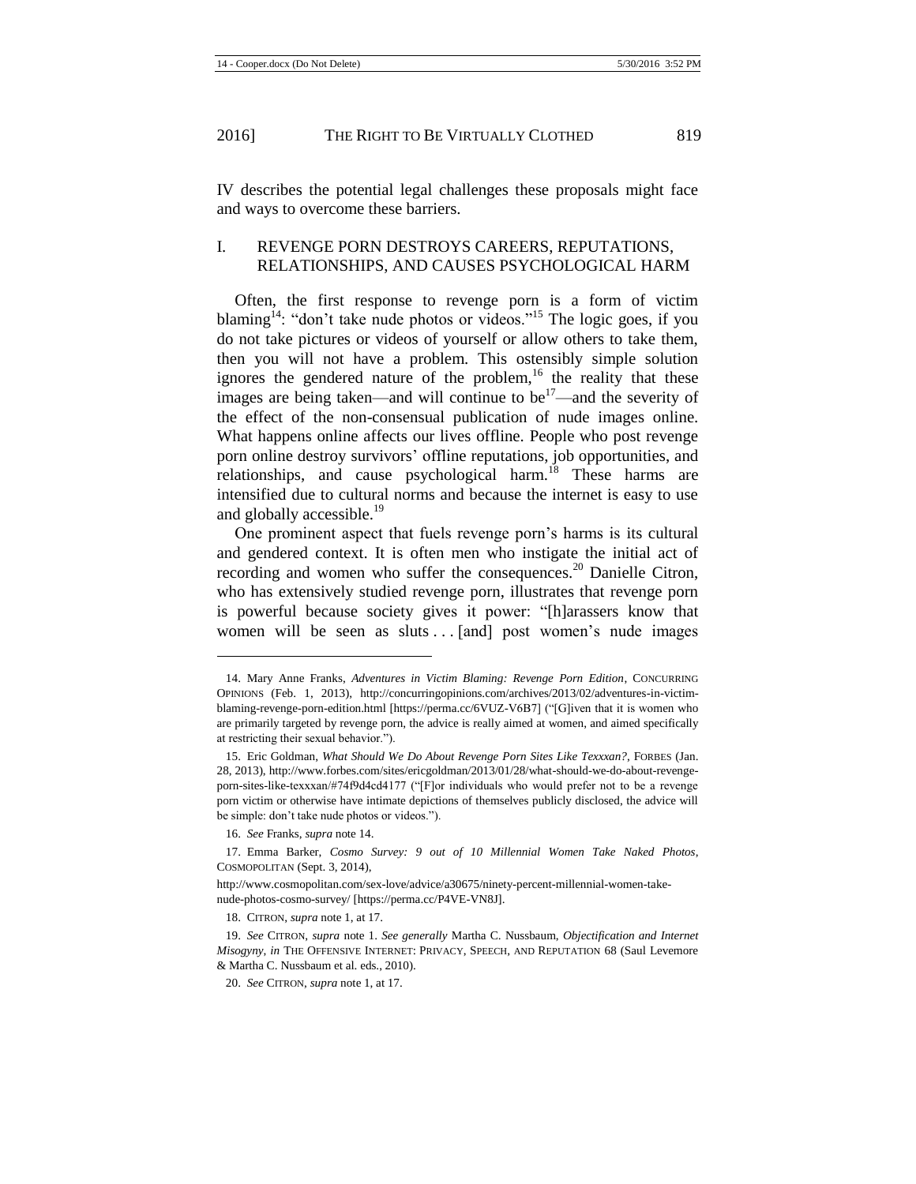IV describes the potential legal challenges these proposals might face and ways to overcome these barriers.

## I. REVENGE PORN DESTROYS CAREERS, REPUTATIONS, RELATIONSHIPS, AND CAUSES PSYCHOLOGICAL HARM

Often, the first response to revenge porn is a form of victim blaming[14]: "don't take nude photos or videos."[15] The logic goes, if you do not take pictures or videos of yourself or allow others to take them, then you will not have a problem. This ostensibly simple solution ignores the gendered nature of the problem,[16] the reality that these images are being taken—and will continue to be[17]—and the severity of the effect of the non-consensual publication of nude images online. What happens online affects our lives offline. People who post revenge porn online destroy survivors' offline reputations, job opportunities, and relationships, and cause psychological harm.[18] These harms are intensified due to cultural norms and because the internet is easy to use and globally accessible.[19]

One prominent aspect that fuels revenge porn's harms is its cultural and gendered context. It is often men who instigate the initial act of recording and women who suffer the consequences.[20] Danielle Citron, who has extensively studied revenge porn, illustrates that revenge porn is powerful because society gives it power: "[h]arassers know that women will be seen as sluts . . . [and] post women's nude images

---

14. Mary Anne Franks, *Adventures in Victim Blaming: Revenge Porn Edition*, CONCURRING OPINIONS (Feb. 1, 2013), http://concurringopinions.com/archives/2013/02/adventures-in-victim-blaming-revenge-porn-edition.html [https://perma.cc/6VUZ-V6B7] ("[G]iven that it is women who are primarily targeted by revenge porn, the advice is really aimed at women, and aimed specifically at restricting their sexual behavior.").

15. Eric Goldman, *What Should We Do About Revenge Porn Sites Like Texxxan?*, FORBES (Jan. 28, 2013), http://www.forbes.com/sites/ericgoldman/2013/01/28/what-should-we-do-about-revenge-porn-sites-like-texxxan/#74f9d4cd4177 ("[F]or individuals who would prefer not to be a revenge porn victim or otherwise have intimate depictions of themselves publicly disclosed, the advice will be simple: don't take nude photos or videos.").

16. *See* Franks, *supra* note 14.

17. Emma Barker, *Cosmo Survey: 9 out of 10 Millennial Women Take Naked Photos*, COSMOPOLITAN (Sept. 3, 2014), http://www.cosmopolitan.com/sex-love/advice/a30675/ninety-percent-millennial-women-take-nude-photos-cosmo-survey/ [https://perma.cc/P4VE-VN8J].

18. CITRON, *supra* note 1, at 17.

19. *See* CITRON, *supra* note 1. *See generally* Martha C. Nussbaum, *Objectification and Internet Misogyny*, *in* THE OFFENSIVE INTERNET: PRIVACY, SPEECH, AND REPUTATION 68 (Saul Levmore & Martha C. Nussbaum et al. eds., 2010).

20. *See* CITRON, *supra* note 1, at 17.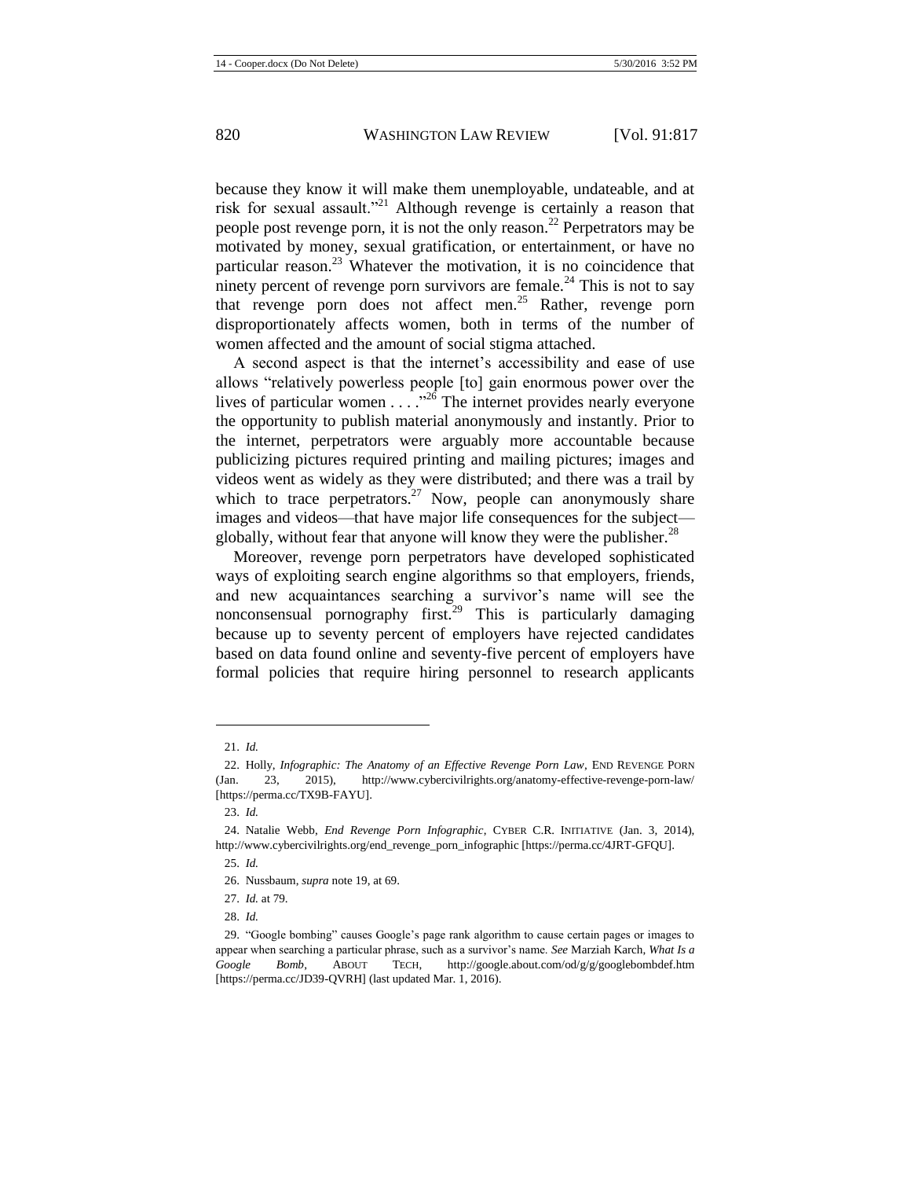because they know it will make them unemployable, undateable, and at risk for sexual assault."[21] Although revenge is certainly a reason that people post revenge porn, it is not the only reason.[22] Perpetrators may be motivated by money, sexual gratification, or entertainment, or have no particular reason.[23] Whatever the motivation, it is no coincidence that ninety percent of revenge porn survivors are female.[24] This is not to say that revenge porn does not affect men.[25] Rather, revenge porn disproportionately affects women, both in terms of the number of women affected and the amount of social stigma attached.

A second aspect is that the internet's accessibility and ease of use allows "relatively powerless people [to] gain enormous power over the lives of particular women . . . ."[26] The internet provides nearly everyone the opportunity to publish material anonymously and instantly. Prior to the internet, perpetrators were arguably more accountable because publicizing pictures required printing and mailing pictures; images and videos went as widely as they were distributed; and there was a trail by which to trace perpetrators.[27] Now, people can anonymously share images and videos—that have major life consequences for the subject—globally, without fear that anyone will know they were the publisher.[28]

Moreover, revenge porn perpetrators have developed sophisticated ways of exploiting search engine algorithms so that employers, friends, and new acquaintances searching a survivor's name will see the nonconsensual pornography first.[29] This is particularly damaging because up to seventy percent of employers have rejected candidates based on data found online and seventy-five percent of employers have formal policies that require hiring personnel to research applicants

---

21. *Id.*

22. Holly, *Infographic: The Anatomy of an Effective Revenge Porn Law*, END REVENGE PORN (Jan. 23, 2015), http://www.cybercivilrights.org/anatomy-effective-revenge-porn-law/ [https://perma.cc/TX9B-FAYU].

23. *Id.*

24. Natalie Webb, *End Revenge Porn Infographic*, CYBER C.R. INITIATIVE (Jan. 3, 2014), http://www.cybercivilrights.org/end_revenge_porn_infographic [https://perma.cc/4JRT-GFQU].

25. *Id.*

26. Nussbaum, *supra* note 19, at 69.

27. *Id.* at 79.

28. *Id.*

29. "Google bombing" causes Google's page rank algorithm to cause certain pages or images to appear when searching a particular phrase, such as a survivor's name. *See* Marziah Karch, *What Is a Google Bomb*, ABOUT TECH, http://google.about.com/od/g/g/googlebombdef.htm [https://perma.cc/JD39-QVRH] (last updated Mar. 1, 2016).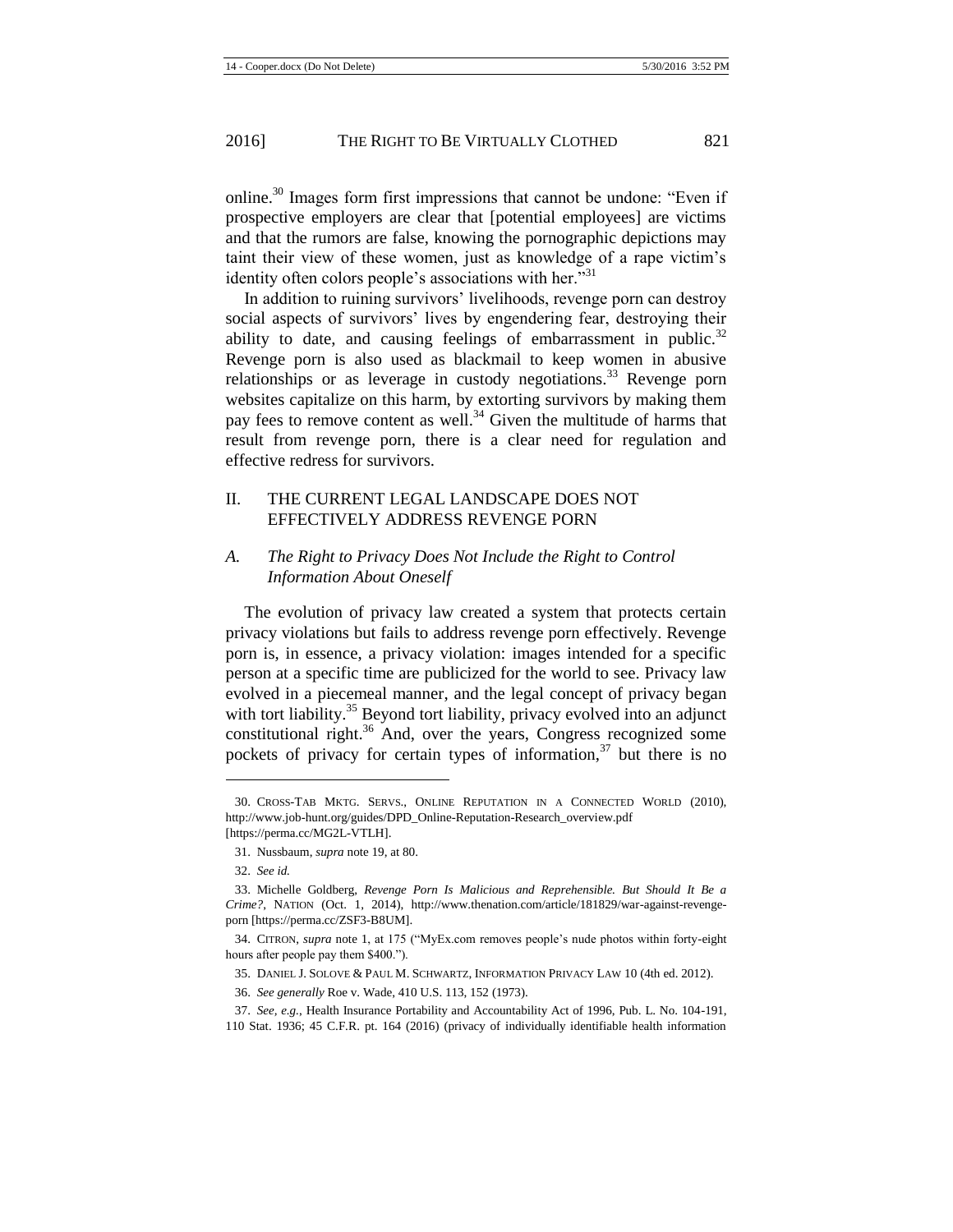online.[30] Images form first impressions that cannot be undone: "Even if prospective employers are clear that [potential employees] are victims and that the rumors are false, knowing the pornographic depictions may taint their view of these women, just as knowledge of a rape victim's identity often colors people's associations with her."[31]

In addition to ruining survivors' livelihoods, revenge porn can destroy social aspects of survivors' lives by engendering fear, destroying their ability to date, and causing feelings of embarrassment in public.[32] Revenge porn is also used as blackmail to keep women in abusive relationships or as leverage in custody negotiations.[33] Revenge porn websites capitalize on this harm, by extorting survivors by making them pay fees to remove content as well.[34] Given the multitude of harms that result from revenge porn, there is a clear need for regulation and effective redress for survivors.

## II. THE CURRENT LEGAL LANDSCAPE DOES NOT EFFECTIVELY ADDRESS REVENGE PORN

### *A. The Right to Privacy Does Not Include the Right to Control Information About Oneself*

The evolution of privacy law created a system that protects certain privacy violations but fails to address revenge porn effectively. Revenge porn is, in essence, a privacy violation: images intended for a specific person at a specific time are publicized for the world to see. Privacy law evolved in a piecemeal manner, and the legal concept of privacy began with tort liability.[35] Beyond tort liability, privacy evolved into an adjunct constitutional right.[36] And, over the years, Congress recognized some pockets of privacy for certain types of information,[37] but there is no

---

30. CROSS-TAB MKTG. SERVS., ONLINE REPUTATION IN A CONNECTED WORLD (2010), http://www.job-hunt.org/guides/DPD_Online-Reputation-Research_overview.pdf [https://perma.cc/MG2L-VTLH].

31. Nussbaum, *supra* note 19, at 80.

32. *See id.*

33. Michelle Goldberg, *Revenge Porn Is Malicious and Reprehensible. But Should It Be a Crime?*, NATION (Oct. 1, 2014), http://www.thenation.com/article/181829/war-against-revenge-porn [https://perma.cc/ZSF3-B8UM].

34. CITRON, *supra* note 1, at 175 ("MyEx.com removes people's nude photos within forty-eight hours after people pay them $400.").

35. DANIEL J. SOLOVE & PAUL M. SCHWARTZ, INFORMATION PRIVACY LAW 10 (4th ed. 2012).

36. *See generally* Roe v. Wade, 410 U.S. 113, 152 (1973).

37. *See, e.g.*, Health Insurance Portability and Accountability Act of 1996, Pub. L. No. 104-191, 110 Stat. 1936; 45 C.F.R. pt. 164 (2016) (privacy of individually identifiable health information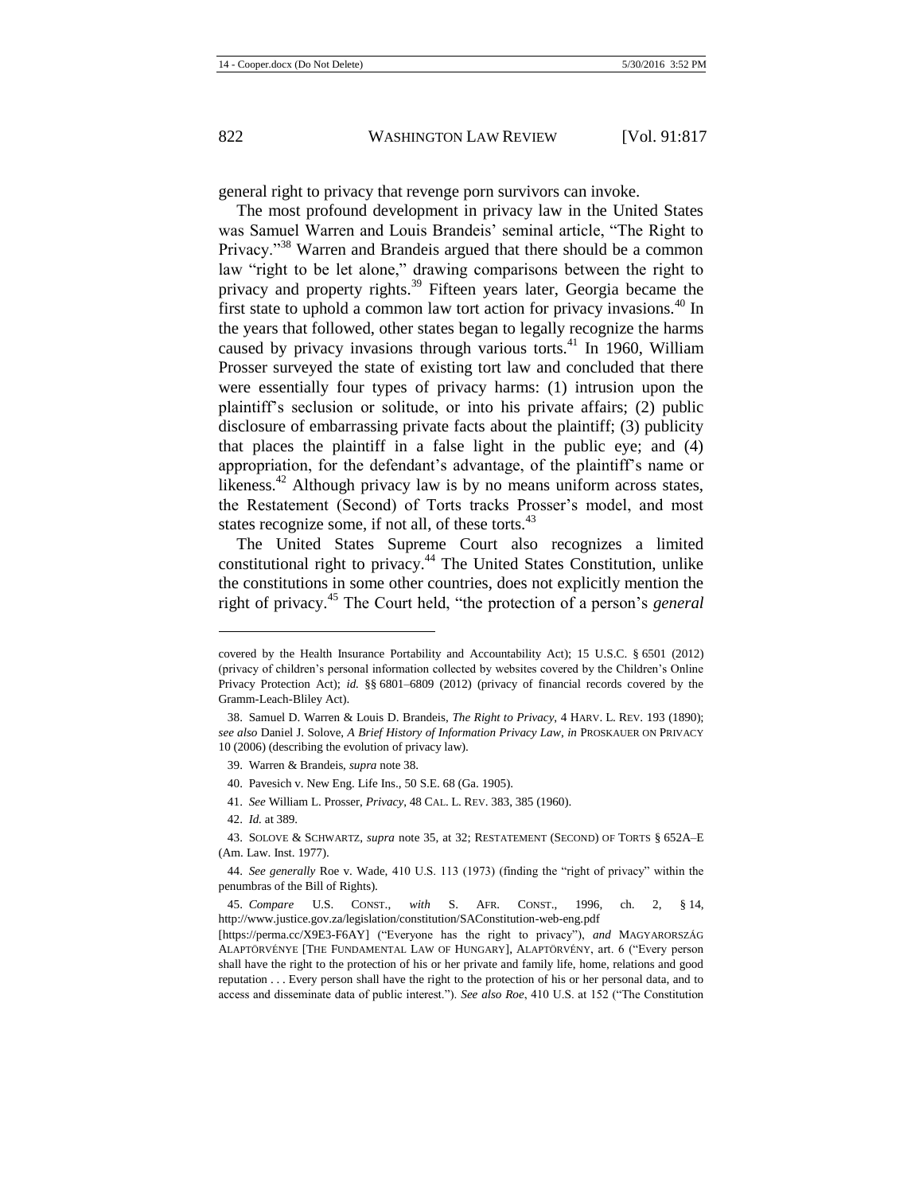general right to privacy that revenge porn survivors can invoke.

The most profound development in privacy law in the United States was Samuel Warren and Louis Brandeis' seminal article, "The Right to Privacy."[38] Warren and Brandeis argued that there should be a common law "right to be let alone," drawing comparisons between the right to privacy and property rights.[39] Fifteen years later, Georgia became the first state to uphold a common law tort action for privacy invasions.[40] In the years that followed, other states began to legally recognize the harms caused by privacy invasions through various torts.[41] In 1960, William Prosser surveyed the state of existing tort law and concluded that there were essentially four types of privacy harms: (1) intrusion upon the plaintiff's seclusion or solitude, or into his private affairs; (2) public disclosure of embarrassing private facts about the plaintiff; (3) publicity that places the plaintiff in a false light in the public eye; and (4) appropriation, for the defendant's advantage, of the plaintiff's name or likeness.[42] Although privacy law is by no means uniform across states, the Restatement (Second) of Torts tracks Prosser's model, and most states recognize some, if not all, of these torts.[43]

The United States Supreme Court also recognizes a limited constitutional right to privacy.[44] The United States Constitution, unlike the constitutions in some other countries, does not explicitly mention the right of privacy.[45] The Court held, "the protection of a person's *general*

---

covered by the Health Insurance Portability and Accountability Act); 15 U.S.C. § 6501 (2012) (privacy of children's personal information collected by websites covered by the Children's Online Privacy Protection Act); *id.* §§ 6801–6809 (2012) (privacy of financial records covered by the Gramm-Leach-Bliley Act).

38. Samuel D. Warren & Louis D. Brandeis, *The Right to Privacy*, 4 HARV. L. REV. 193 (1890); *see also* Daniel J. Solove, *A Brief History of Information Privacy Law*, *in* PROSKAUER ON PRIVACY 10 (2006) (describing the evolution of privacy law).

39. Warren & Brandeis, *supra* note 38.

40. Pavesich v. New Eng. Life Ins., 50 S.E. 68 (Ga. 1905).

41. *See* William L. Prosser, *Privacy*, 48 CAL. L. REV. 383, 385 (1960).

42. *Id.* at 389.

43. SOLOVE & SCHWARTZ, *supra* note 35, at 32; RESTATEMENT (SECOND) OF TORTS § 652A–E (Am. Law. Inst. 1977).

44. *See generally* Roe v. Wade, 410 U.S. 113 (1973) (finding the "right of privacy" within the penumbras of the Bill of Rights).

45. *Compare* U.S. CONST., *with* S. AFR. CONST., 1996, ch. 2, § 14, http://www.justice.gov.za/legislation/constitution/SAConstitution-web-eng.pdf [https://perma.cc/X9E3-F6AY] ("Everyone has the right to privacy"), *and* MAGYARORSZÁG ALAPTÖRVÉNYE [THE FUNDAMENTAL LAW OF HUNGARY], ALAPTÖRVÉNY, art. 6 ("Every person shall have the right to the protection of his or her private and family life, home, relations and good reputation . . . Every person shall have the right to the protection of his or her personal data, and to access and disseminate data of public interest."). *See also Roe*, 410 U.S. at 152 ("The Constitution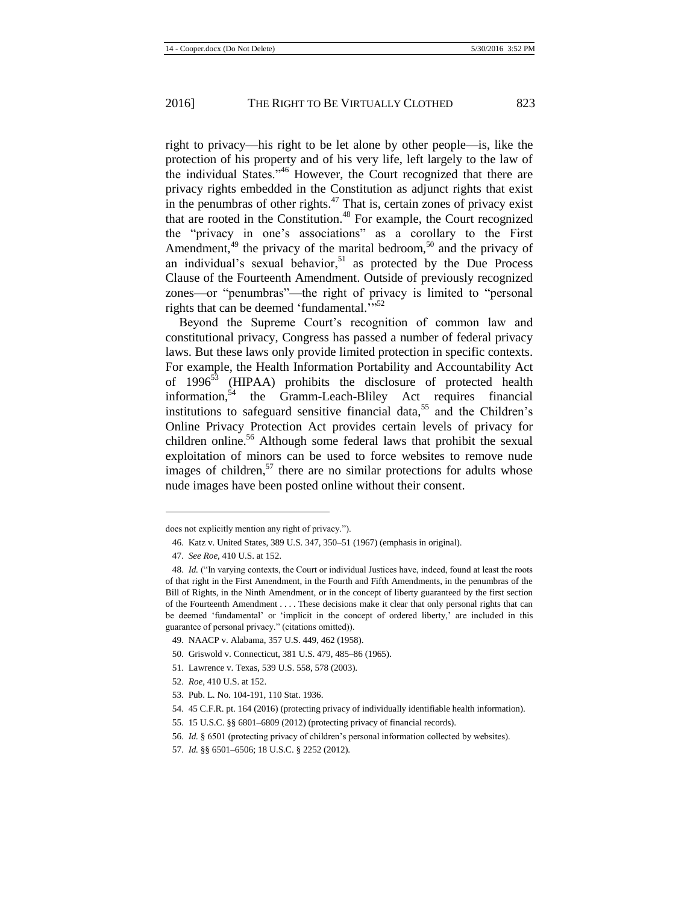right to privacy—his right to be let alone by other people—is, like the protection of his property and of his very life, left largely to the law of the individual States."[46] However, the Court recognized that there are privacy rights embedded in the Constitution as adjunct rights that exist in the penumbras of other rights.[47] That is, certain zones of privacy exist that are rooted in the Constitution.[48] For example, the Court recognized the "privacy in one's associations" as a corollary to the First Amendment,[49] the privacy of the marital bedroom,[50] and the privacy of an individual's sexual behavior,[51] as protected by the Due Process Clause of the Fourteenth Amendment. Outside of previously recognized zones—or "penumbras"—the right of privacy is limited to "personal rights that can be deemed 'fundamental.'"[52]

Beyond the Supreme Court's recognition of common law and constitutional privacy, Congress has passed a number of federal privacy laws. But these laws only provide limited protection in specific contexts. For example, the Health Information Portability and Accountability Act of 1996[53] (HIPAA) prohibits the disclosure of protected health information,[54] the Gramm-Leach-Bliley Act requires financial institutions to safeguard sensitive financial data,[55] and the Children's Online Privacy Protection Act provides certain levels of privacy for children online.[56] Although some federal laws that prohibit the sexual exploitation of minors can be used to force websites to remove nude images of children,[57] there are no similar protections for adults whose nude images have been posted online without their consent.

---

does not explicitly mention any right of privacy.").

46. Katz v. United States, 389 U.S. 347, 350–51 (1967) (emphasis in original).

47. *See Roe*, 410 U.S. at 152.

48. *Id.* ("In varying contexts, the Court or individual Justices have, indeed, found at least the roots of that right in the First Amendment, in the Fourth and Fifth Amendments, in the penumbras of the Bill of Rights, in the Ninth Amendment, or in the concept of liberty guaranteed by the first section of the Fourteenth Amendment . . . . These decisions make it clear that only personal rights that can be deemed 'fundamental' or 'implicit in the concept of ordered liberty,' are included in this guarantee of personal privacy." (citations omitted)).

49. NAACP v. Alabama, 357 U.S. 449, 462 (1958).

50. Griswold v. Connecticut, 381 U.S. 479, 485–86 (1965).

51. Lawrence v. Texas, 539 U.S. 558, 578 (2003).

52. *Roe*, 410 U.S. at 152.

53. Pub. L. No. 104-191, 110 Stat. 1936.

54. 45 C.F.R. pt. 164 (2016) (protecting privacy of individually identifiable health information).

55. 15 U.S.C. §§ 6801–6809 (2012) (protecting privacy of financial records).

56. *Id.* § 6501 (protecting privacy of children's personal information collected by websites).

57. *Id.* §§ 6501–6506; 18 U.S.C. § 2252 (2012).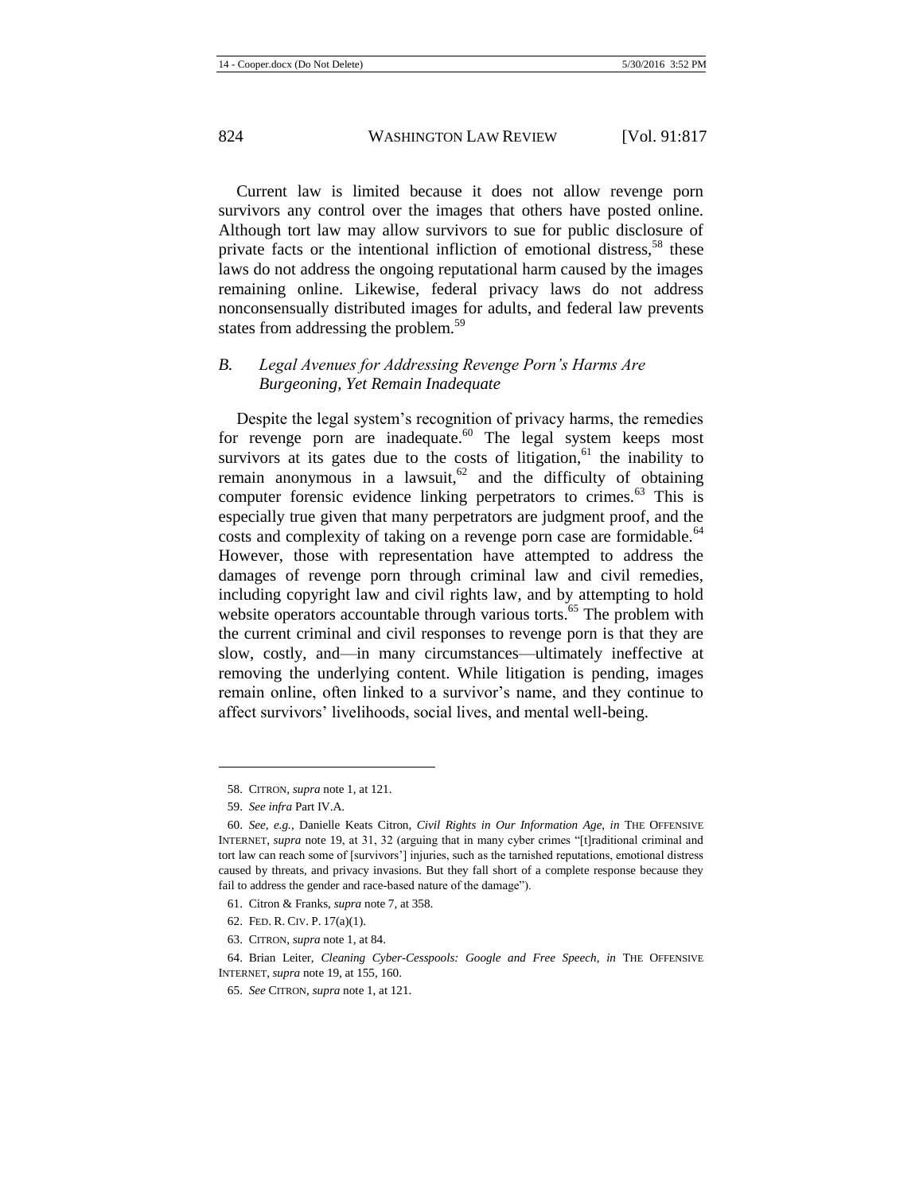Current law is limited because it does not allow revenge porn survivors any control over the images that others have posted online. Although tort law may allow survivors to sue for public disclosure of private facts or the intentional infliction of emotional distress,[58] these laws do not address the ongoing reputational harm caused by the images remaining online. Likewise, federal privacy laws do not address nonconsensually distributed images for adults, and federal law prevents states from addressing the problem.[59]

### B. *Legal Avenues for Addressing Revenge Porn's Harms Are Burgeoning, Yet Remain Inadequate*

Despite the legal system's recognition of privacy harms, the remedies for revenge porn are inadequate.[60] The legal system keeps most survivors at its gates due to the costs of litigation,[61] the inability to remain anonymous in a lawsuit,[62] and the difficulty of obtaining computer forensic evidence linking perpetrators to crimes.[63] This is especially true given that many perpetrators are judgment proof, and the costs and complexity of taking on a revenge porn case are formidable.[64] However, those with representation have attempted to address the damages of revenge porn through criminal law and civil remedies, including copyright law and civil rights law, and by attempting to hold website operators accountable through various torts.[65] The problem with the current criminal and civil responses to revenge porn is that they are slow, costly, and—in many circumstances—ultimately ineffective at removing the underlying content. While litigation is pending, images remain online, often linked to a survivor's name, and they continue to affect survivors' livelihoods, social lives, and mental well-being.

---

58. CITRON, *supra* note 1, at 121.

59. *See infra* Part IV.A.

60. *See, e.g.*, Danielle Keats Citron, *Civil Rights in Our Information Age*, *in* THE OFFENSIVE INTERNET, *supra* note 19, at 31, 32 (arguing that in many cyber crimes "[t]raditional criminal and tort law can reach some of [survivors'] injuries, such as the tarnished reputations, emotional distress caused by threats, and privacy invasions. But they fall short of a complete response because they fail to address the gender and race-based nature of the damage").

61. Citron & Franks, *supra* note 7, at 358.

62. FED. R. CIV. P. 17(a)(1).

63. CITRON, *supra* note 1, at 84.

64. Brian Leiter, *Cleaning Cyber-Cesspools: Google and Free Speech*, *in* THE OFFENSIVE INTERNET, *supra* note 19, at 155, 160.

65. *See* CITRON, *supra* note 1, at 121.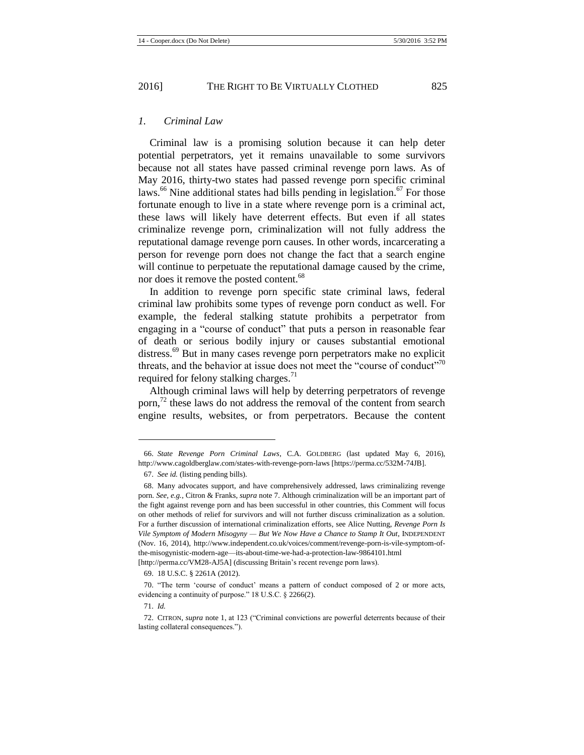### *1. Criminal Law*

Criminal law is a promising solution because it can help deter potential perpetrators, yet it remains unavailable to some survivors because not all states have passed criminal revenge porn laws. As of May 2016, thirty-two states had passed revenge porn specific criminal laws.[66] Nine additional states had bills pending in legislation.[67] For those fortunate enough to live in a state where revenge porn is a criminal act, these laws will likely have deterrent effects. But even if all states criminalize revenge porn, criminalization will not fully address the reputational damage revenge porn causes. In other words, incarcerating a person for revenge porn does not change the fact that a search engine will continue to perpetuate the reputational damage caused by the crime, nor does it remove the posted content.[68]

In addition to revenge porn specific state criminal laws, federal criminal law prohibits some types of revenge porn conduct as well. For example, the federal stalking statute prohibits a perpetrator from engaging in a "course of conduct" that puts a person in reasonable fear of death or serious bodily injury or causes substantial emotional distress.[69] But in many cases revenge porn perpetrators make no explicit threats, and the behavior at issue does not meet the "course of conduct"[70] required for felony stalking charges.[71]

Although criminal laws will help by deterring perpetrators of revenge porn,[72] these laws do not address the removal of the content from search engine results, websites, or from perpetrators. Because the content

---

66. *State Revenge Porn Criminal Laws*, C.A. GOLDBERG (last updated May 6, 2016), http://www.cagoldberglaw.com/states-with-revenge-porn-laws [https://perma.cc/532M-74JB].

67. *See id.* (listing pending bills).

68. Many advocates support, and have comprehensively addressed, laws criminalizing revenge porn. *See, e.g.*, Citron & Franks, *supra* note 7. Although criminalization will be an important part of the fight against revenge porn and has been successful in other countries, this Comment will focus on other methods of relief for survivors and will not further discuss criminalization as a solution. For a further discussion of international criminalization efforts, see Alice Nutting, *Revenge Porn Is Vile Symptom of Modern Misogyny — But We Now Have a Chance to Stamp It Out*, INDEPENDENT (Nov. 16, 2014), http://www.independent.co.uk/voices/comment/revenge-porn-is-vile-symptom-of-the-misogynistic-modern-age—its-about-time-we-had-a-protection-law-9864101.html [http://perma.cc/VM28-AJ5A] (discussing Britain's recent revenge porn laws).

69. 18 U.S.C. § 2261A (2012).

70. "The term 'course of conduct' means a pattern of conduct composed of 2 or more acts, evidencing a continuity of purpose." 18 U.S.C. § 2266(2).

71. *Id.*

72. CITRON, *supra* note 1, at 123 ("Criminal convictions are powerful deterrents because of their lasting collateral consequences.").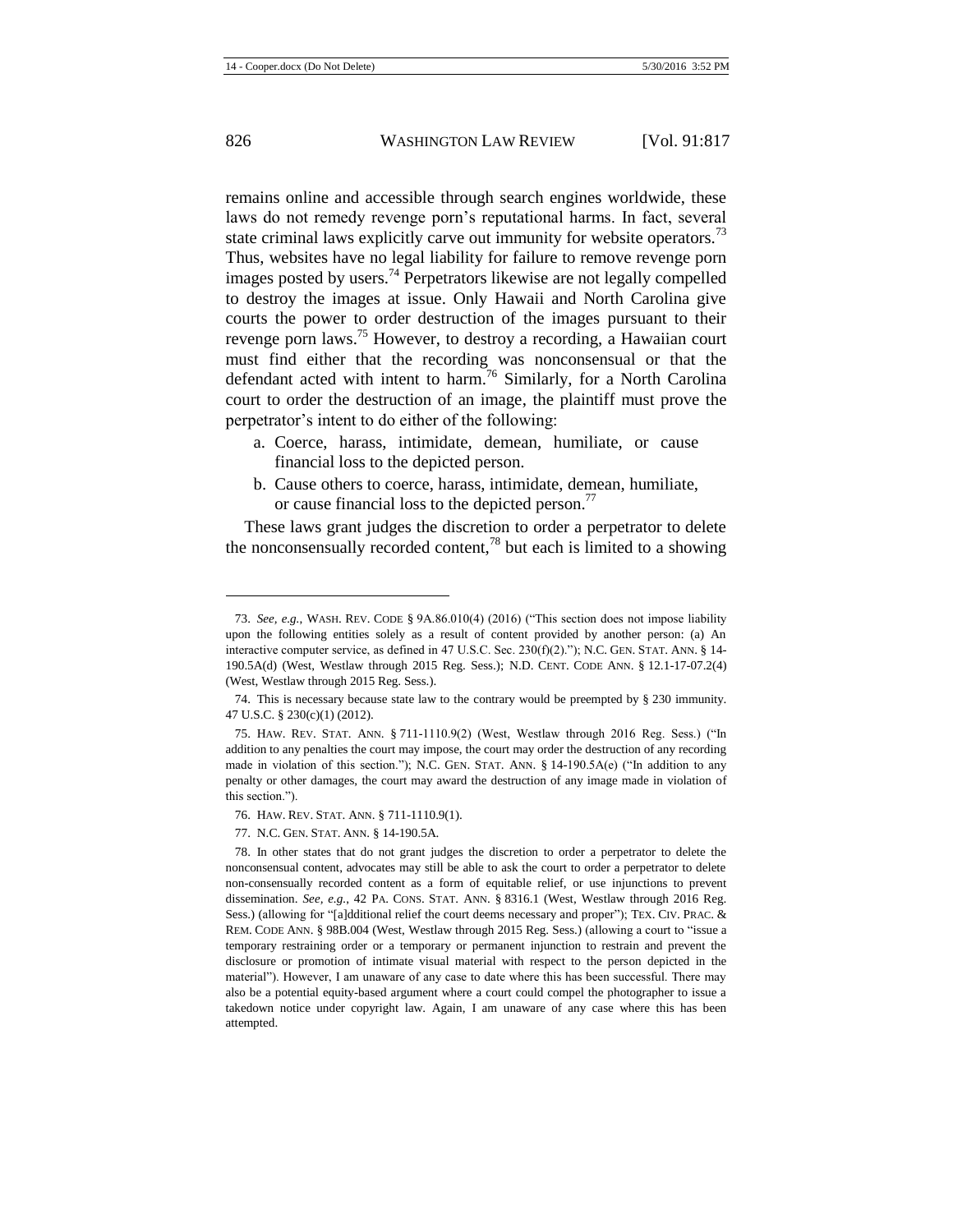remains online and accessible through search engines worldwide, these laws do not remedy revenge porn's reputational harms. In fact, several state criminal laws explicitly carve out immunity for website operators.[73] Thus, websites have no legal liability for failure to remove revenge porn images posted by users.[74] Perpetrators likewise are not legally compelled to destroy the images at issue. Only Hawaii and North Carolina give courts the power to order destruction of the images pursuant to their revenge porn laws.[75] However, to destroy a recording, a Hawaiian court must find either that the recording was nonconsensual or that the defendant acted with intent to harm.[76] Similarly, for a North Carolina court to order the destruction of an image, the plaintiff must prove the perpetrator's intent to do either of the following:

a. Coerce, harass, intimidate, demean, humiliate, or cause financial loss to the depicted person.
b. Cause others to coerce, harass, intimidate, demean, humiliate, or cause financial loss to the depicted person.[77]

These laws grant judges the discretion to order a perpetrator to delete the nonconsensually recorded content,[78] but each is limited to a showing

---

73. *See, e.g.*, WASH. REV. CODE § 9A.86.010(4) (2016) ("This section does not impose liability upon the following entities solely as a result of content provided by another person: (a) An interactive computer service, as defined in 47 U.S.C. Sec. 230(f)(2)."); N.C. GEN. STAT. ANN. § 14-190.5A(d) (West, Westlaw through 2015 Reg. Sess.); N.D. CENT. CODE ANN. § 12.1-17-07.2(4) (West, Westlaw through 2015 Reg. Sess.).

74. This is necessary because state law to the contrary would be preempted by § 230 immunity. 47 U.S.C. § 230(c)(1) (2012).

75. HAW. REV. STAT. ANN. § 711-1110.9(2) (West, Westlaw through 2016 Reg. Sess.) ("In addition to any penalties the court may impose, the court may order the destruction of any recording made in violation of this section."); N.C. GEN. STAT. ANN. § 14-190.5A(e) ("In addition to any penalty or other damages, the court may award the destruction of any image made in violation of this section.").

76. HAW. REV. STAT. ANN. § 711-1110.9(1).

77. N.C. GEN. STAT. ANN. § 14-190.5A.

78. In other states that do not grant judges the discretion to order a perpetrator to delete the nonconsensual content, advocates may still be able to ask the court to order a perpetrator to delete non-consensually recorded content as a form of equitable relief, or use injunctions to prevent dissemination. *See, e.g.*, 42 PA. CONS. STAT. ANN. § 8316.1 (West, Westlaw through 2016 Reg. Sess.) (allowing for "[a]dditional relief the court deems necessary and proper"); TEX. CIV. PRAC. & REM. CODE ANN. § 98B.004 (West, Westlaw through 2015 Reg. Sess.) (allowing a court to "issue a temporary restraining order or a temporary or permanent injunction to restrain and prevent the disclosure or promotion of intimate visual material with respect to the person depicted in the material"). However, I am unaware of any case to date where this has been successful. There may also be a potential equity-based argument where a court could compel the photographer to issue a takedown notice under copyright law. Again, I am unaware of any case where this has been attempted.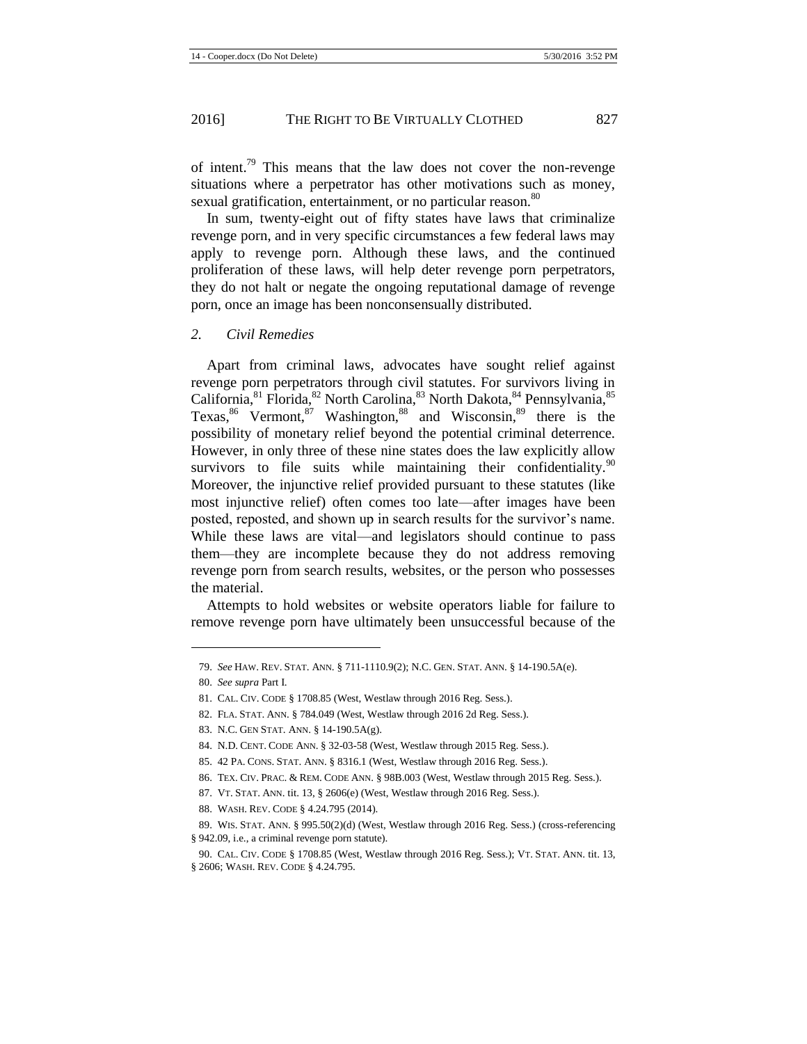of intent.[79] This means that the law does not cover the non-revenge situations where a perpetrator has other motivations such as money, sexual gratification, entertainment, or no particular reason.[80]

In sum, twenty-eight out of fifty states have laws that criminalize revenge porn, and in very specific circumstances a few federal laws may apply to revenge porn. Although these laws, and the continued proliferation of these laws, will help deter revenge porn perpetrators, they do not halt or negate the ongoing reputational damage of revenge porn, once an image has been nonconsensually distributed.

### *2. Civil Remedies*

Apart from criminal laws, advocates have sought relief against revenge porn perpetrators through civil statutes. For survivors living in California,[81] Florida,[82] North Carolina,[83] North Dakota,[84] Pennsylvania,[85] Texas,[86] Vermont,[87] Washington,[88] and Wisconsin,[89] there is the possibility of monetary relief beyond the potential criminal deterrence. However, in only three of these nine states does the law explicitly allow survivors to file suits while maintaining their confidentiality.[90] Moreover, the injunctive relief provided pursuant to these statutes (like most injunctive relief) often comes too late—after images have been posted, reposted, and shown up in search results for the survivor's name. While these laws are vital—and legislators should continue to pass them—they are incomplete because they do not address removing revenge porn from search results, websites, or the person who possesses the material.

Attempts to hold websites or website operators liable for failure to remove revenge porn have ultimately been unsuccessful because of the

---

79. *See* HAW. REV. STAT. ANN. § 711-1110.9(2); N.C. GEN. STAT. ANN. § 14-190.5A(e).

80. *See supra* Part I.

81. CAL. CIV. CODE § 1708.85 (West, Westlaw through 2016 Reg. Sess.).

82. FLA. STAT. ANN. § 784.049 (West, Westlaw through 2016 2d Reg. Sess.).

83. N.C. GEN STAT. ANN. § 14-190.5A(g).

84. N.D. CENT. CODE ANN. § 32-03-58 (West, Westlaw through 2015 Reg. Sess.).

85. 42 PA. CONS. STAT. ANN. § 8316.1 (West, Westlaw through 2016 Reg. Sess.).

86. TEX. CIV. PRAC. & REM. CODE ANN. § 98B.003 (West, Westlaw through 2015 Reg. Sess.).

87. VT. STAT. ANN. tit. 13, § 2606(e) (West, Westlaw through 2016 Reg. Sess.).

88. WASH. REV. CODE § 4.24.795 (2014).

89. WIS. STAT. ANN. § 995.50(2)(d) (West, Westlaw through 2016 Reg. Sess.) (cross-referencing § 942.09, i.e., a criminal revenge porn statute).

90. CAL. CIV. CODE § 1708.85 (West, Westlaw through 2016 Reg. Sess.); VT. STAT. ANN. tit. 13, § 2606; WASH. REV. CODE § 4.24.795.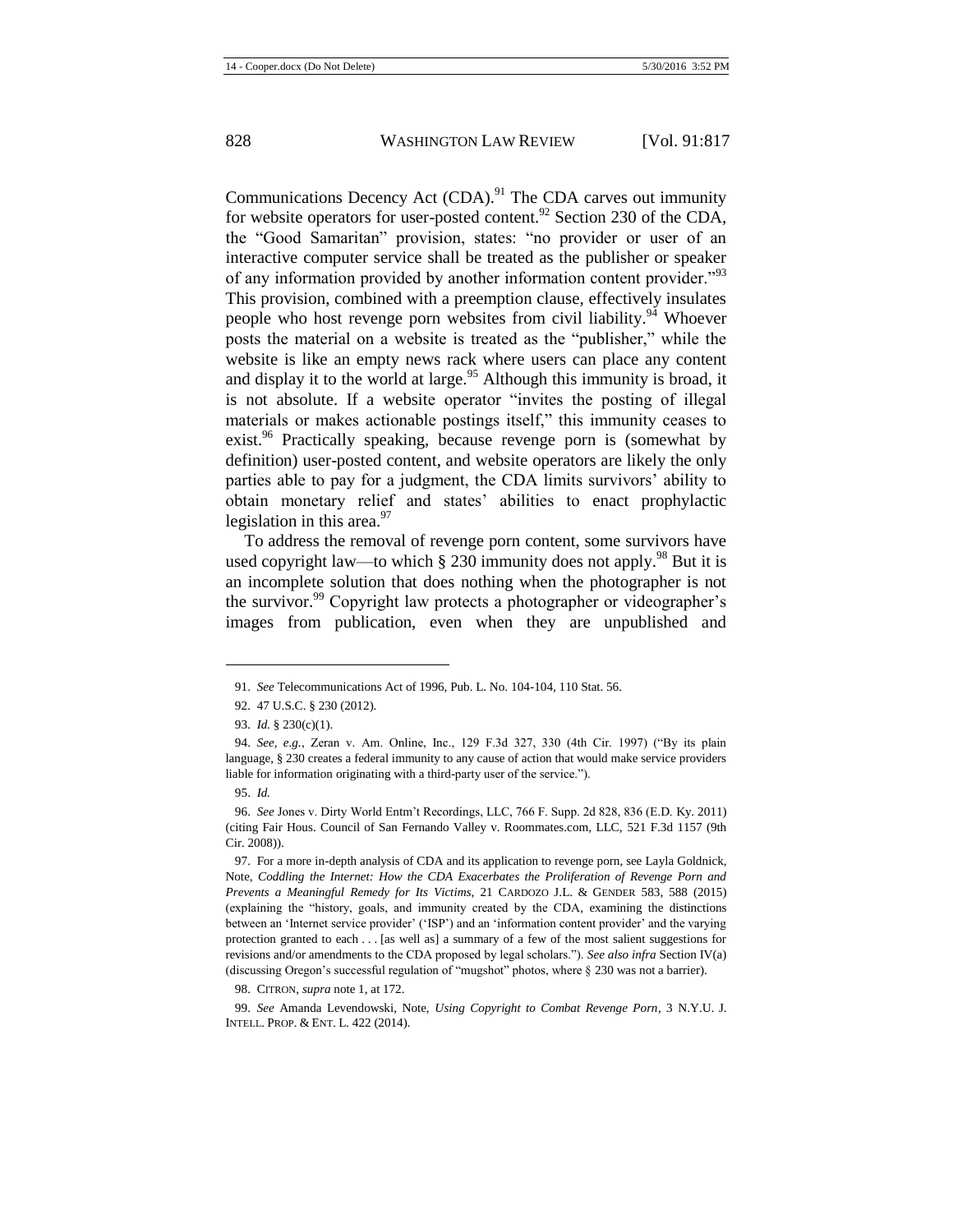Communications Decency Act (CDA).[91] The CDA carves out immunity for website operators for user-posted content.[92] Section 230 of the CDA, the "Good Samaritan" provision, states: "no provider or user of an interactive computer service shall be treated as the publisher or speaker of any information provided by another information content provider."[93] This provision, combined with a preemption clause, effectively insulates people who host revenge porn websites from civil liability.[94] Whoever posts the material on a website is treated as the "publisher," while the website is like an empty news rack where users can place any content and display it to the world at large.[95] Although this immunity is broad, it is not absolute. If a website operator "invites the posting of illegal materials or makes actionable postings itself," this immunity ceases to exist.[96] Practically speaking, because revenge porn is (somewhat by definition) user-posted content, and website operators are likely the only parties able to pay for a judgment, the CDA limits survivors' ability to obtain monetary relief and states' abilities to enact prophylactic legislation in this area.[97]

To address the removal of revenge porn content, some survivors have used copyright law—to which § 230 immunity does not apply.[98] But it is an incomplete solution that does nothing when the photographer is not the survivor.[99] Copyright law protects a photographer or videographer's images from publication, even when they are unpublished and

---

91. *See* Telecommunications Act of 1996, Pub. L. No. 104-104, 110 Stat. 56.

92. 47 U.S.C. § 230 (2012).

93. *Id.* § 230(c)(1).

94. *See, e.g.*, Zeran v. Am. Online, Inc., 129 F.3d 327, 330 (4th Cir. 1997) ("By its plain language, § 230 creates a federal immunity to any cause of action that would make service providers liable for information originating with a third-party user of the service.").

95. *Id.*

96. *See* Jones v. Dirty World Entm't Recordings, LLC, 766 F. Supp. 2d 828, 836 (E.D. Ky. 2011) (citing Fair Hous. Council of San Fernando Valley v. Roommates.com, LLC, 521 F.3d 1157 (9th Cir. 2008)).

97. For a more in-depth analysis of CDA and its application to revenge porn, see Layla Goldnick, Note, *Coddling the Internet: How the CDA Exacerbates the Proliferation of Revenge Porn and Prevents a Meaningful Remedy for Its Victims*, 21 CARDOZO J.L. & GENDER 583, 588 (2015) (explaining the "history, goals, and immunity created by the CDA, examining the distinctions between an 'Internet service provider' ('ISP') and an 'information content provider' and the varying protection granted to each . . . [as well as] a summary of a few of the most salient suggestions for revisions and/or amendments to the CDA proposed by legal scholars."). *See also infra* Section IV(a) (discussing Oregon's successful regulation of "mugshot" photos, where § 230 was not a barrier).

98. CITRON, *supra* note 1, at 172.

99. *See* Amanda Levendowski, Note, *Using Copyright to Combat Revenge Porn*, 3 N.Y.U. J. INTELL. PROP. & ENT. L. 422 (2014).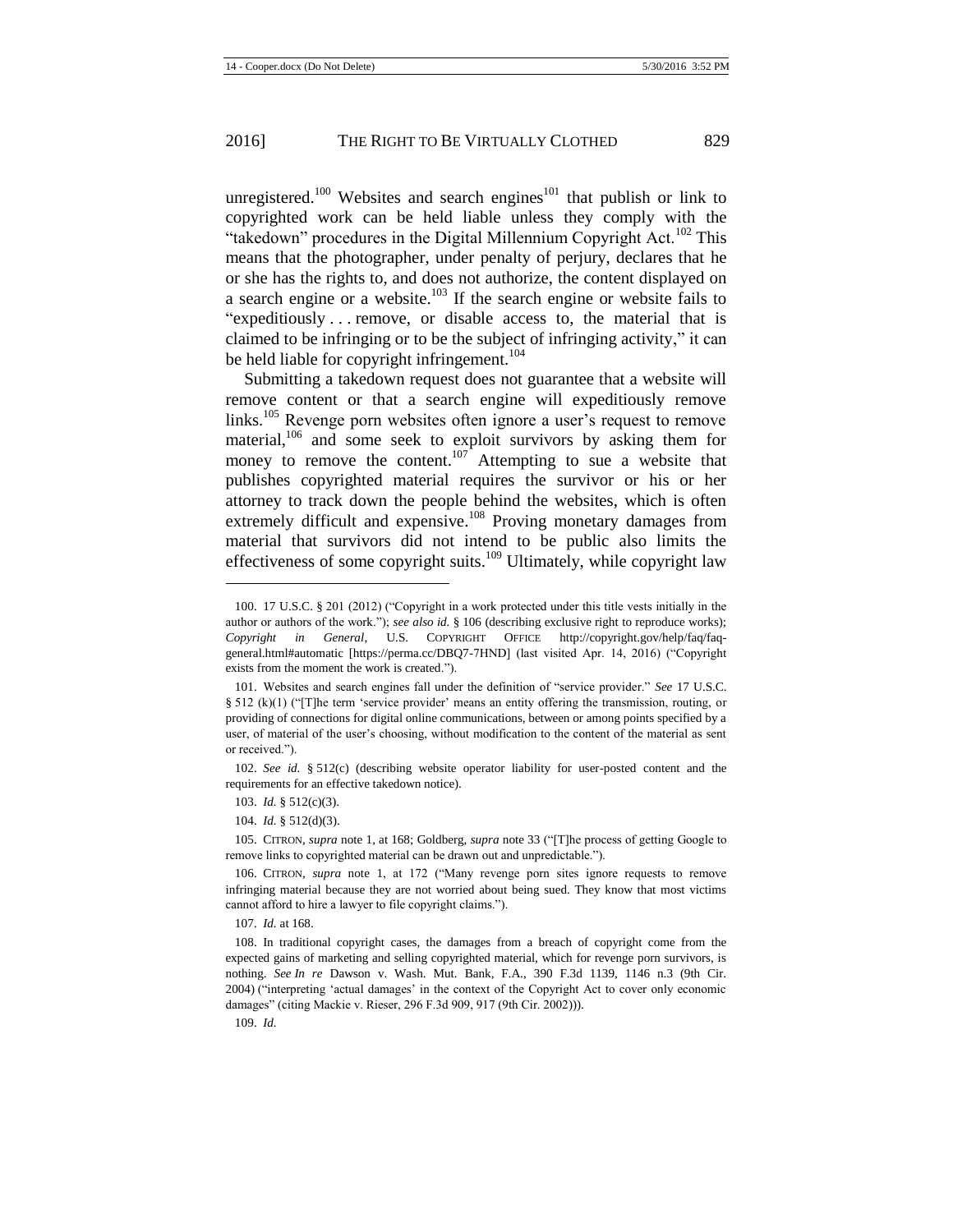unregistered.[100] Websites and search engines[101] that publish or link to copyrighted work can be held liable unless they comply with the "takedown" procedures in the Digital Millennium Copyright Act.[102] This means that the photographer, under penalty of perjury, declares that he or she has the rights to, and does not authorize, the content displayed on a search engine or a website.[103] If the search engine or website fails to "expeditiously . . . remove, or disable access to, the material that is claimed to be infringing or to be the subject of infringing activity," it can be held liable for copyright infringement.[104]

Submitting a takedown request does not guarantee that a website will remove content or that a search engine will expeditiously remove links.[105] Revenge porn websites often ignore a user's request to remove material,[106] and some seek to exploit survivors by asking them for money to remove the content.[107] Attempting to sue a website that publishes copyrighted material requires the survivor or his or her attorney to track down the people behind the websites, which is often extremely difficult and expensive.[108] Proving monetary damages from material that survivors did not intend to be public also limits the effectiveness of some copyright suits.[109] Ultimately, while copyright law

---

100. 17 U.S.C. § 201 (2012) ("Copyright in a work protected under this title vests initially in the author or authors of the work."); *see also id.* § 106 (describing exclusive right to reproduce works); *Copyright in General*, U.S. COPYRIGHT OFFICE http://copyright.gov/help/faq/faq-general.html#automatic [https://perma.cc/DBQ7-7HND] (last visited Apr. 14, 2016) ("Copyright exists from the moment the work is created.").

101. Websites and search engines fall under the definition of "service provider." *See* 17 U.S.C. § 512 (k)(1) ("[T]he term 'service provider' means an entity offering the transmission, routing, or providing of connections for digital online communications, between or among points specified by a user, of material of the user's choosing, without modification to the content of the material as sent or received.").

102. *See id.* § 512(c) (describing website operator liability for user-posted content and the requirements for an effective takedown notice).

103. *Id.* § 512(c)(3).

104. *Id.* § 512(d)(3).

105. CITRON, *supra* note 1, at 168; Goldberg, *supra* note 33 ("[T]he process of getting Google to remove links to copyrighted material can be drawn out and unpredictable.").

106. CITRON, *supra* note 1, at 172 ("Many revenge porn sites ignore requests to remove infringing material because they are not worried about being sued. They know that most victims cannot afford to hire a lawyer to file copyright claims.").

107. *Id.* at 168.

108. In traditional copyright cases, the damages from a breach of copyright come from the expected gains of marketing and selling copyrighted material, which for revenge porn survivors, is nothing. *See In re* Dawson v. Wash. Mut. Bank, F.A., 390 F.3d 1139, 1146 n.3 (9th Cir. 2004) ("interpreting 'actual damages' in the context of the Copyright Act to cover only economic damages" (citing Mackie v. Rieser, 296 F.3d 909, 917 (9th Cir. 2002))).

109. *Id.*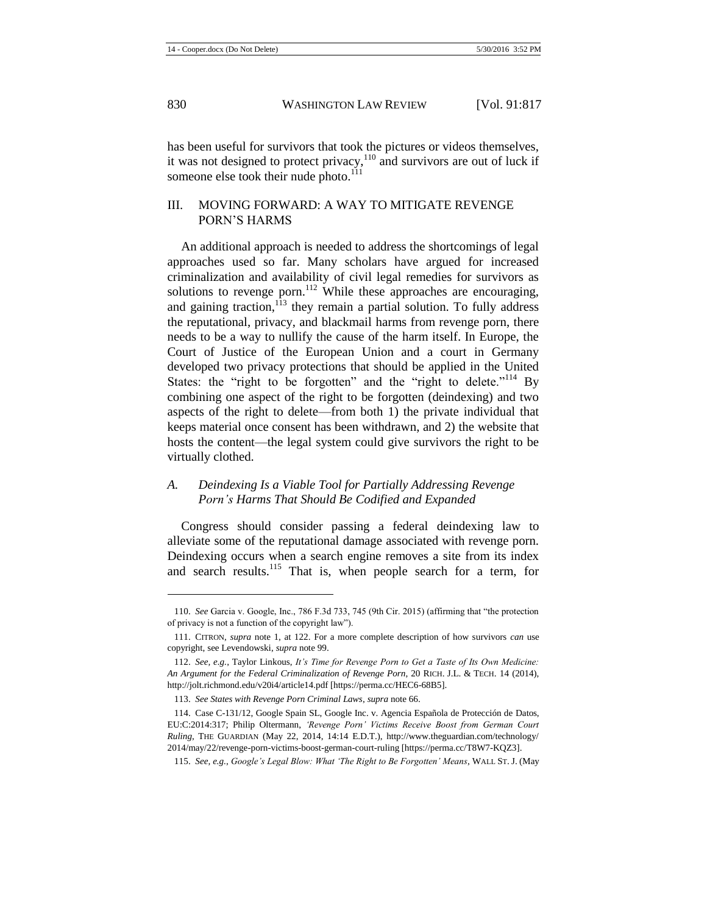has been useful for survivors that took the pictures or videos themselves, it was not designed to protect privacy,[110] and survivors are out of luck if someone else took their nude photo.[111]

## III. MOVING FORWARD: A WAY TO MITIGATE REVENGE PORN'S HARMS

An additional approach is needed to address the shortcomings of legal approaches used so far. Many scholars have argued for increased criminalization and availability of civil legal remedies for survivors as solutions to revenge porn.[112] While these approaches are encouraging, and gaining traction,[113] they remain a partial solution. To fully address the reputational, privacy, and blackmail harms from revenge porn, there needs to be a way to nullify the cause of the harm itself. In Europe, the Court of Justice of the European Union and a court in Germany developed two privacy protections that should be applied in the United States: the "right to be forgotten" and the "right to delete."[114] By combining one aspect of the right to be forgotten (deindexing) and two aspects of the right to delete—from both 1) the private individual that keeps material once consent has been withdrawn, and 2) the website that hosts the content—the legal system could give survivors the right to be virtually clothed.

### A. *Deindexing Is a Viable Tool for Partially Addressing Revenge Porn's Harms That Should Be Codified and Expanded*

Congress should consider passing a federal deindexing law to alleviate some of the reputational damage associated with revenge porn. Deindexing occurs when a search engine removes a site from its index and search results.[115] That is, when people search for a term, for

---

110. *See* Garcia v. Google, Inc., 786 F.3d 733, 745 (9th Cir. 2015) (affirming that "the protection of privacy is not a function of the copyright law").

111. CITRON, *supra* note 1, at 122. For a more complete description of how survivors *can* use copyright, see Levendowski, *supra* note 99.

112. *See, e.g.*, Taylor Linkous, *It's Time for Revenge Porn to Get a Taste of Its Own Medicine: An Argument for the Federal Criminalization of Revenge Porn*, 20 RICH. J.L. & TECH. 14 (2014), http://jolt.richmond.edu/v20i4/article14.pdf [https://perma.cc/HEC6-68B5].

113. *See States with Revenge Porn Criminal Laws*, *supra* note 66.

114. Case C-131/12, Google Spain SL, Google Inc. v. Agencia Española de Protección de Datos, EU:C:2014:317; Philip Oltermann, *'Revenge Porn' Victims Receive Boost from German Court Ruling*, THE GUARDIAN (May 22, 2014, 14:14 E.D.T.), http://www.theguardian.com/technology/2014/may/22/revenge-porn-victims-boost-german-court-ruling [https://perma.cc/T8W7-KQZ3].

115. *See, e.g.*, *Google's Legal Blow: What 'The Right to Be Forgotten' Means*, WALL ST. J. (May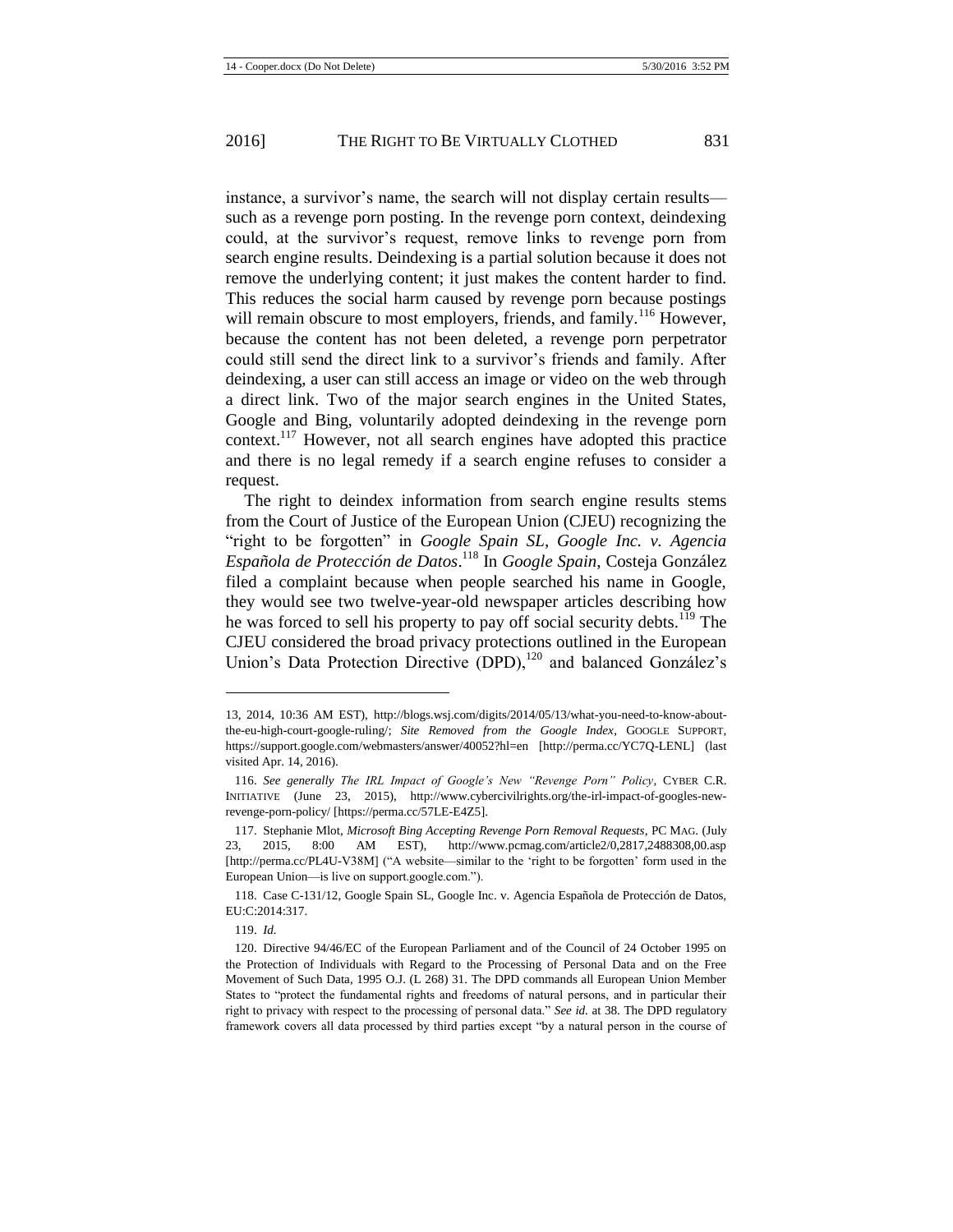instance, a survivor's name, the search will not display certain results—such as a revenge porn posting. In the revenge porn context, deindexing could, at the survivor's request, remove links to revenge porn from search engine results. Deindexing is a partial solution because it does not remove the underlying content; it just makes the content harder to find. This reduces the social harm caused by revenge porn because postings will remain obscure to most employers, friends, and family.[116] However, because the content has not been deleted, a revenge porn perpetrator could still send the direct link to a survivor's friends and family. After deindexing, a user can still access an image or video on the web through a direct link. Two of the major search engines in the United States, Google and Bing, voluntarily adopted deindexing in the revenge porn context.[117] However, not all search engines have adopted this practice and there is no legal remedy if a search engine refuses to consider a request.

The right to deindex information from search engine results stems from the Court of Justice of the European Union (CJEU) recognizing the "right to be forgotten" in *Google Spain SL, Google Inc. v. Agencia Española de Protección de Datos*.[118] In *Google Spain*, Costeja González filed a complaint because when people searched his name in Google, they would see two twelve-year-old newspaper articles describing how he was forced to sell his property to pay off social security debts.[119] The CJEU considered the broad privacy protections outlined in the European Union's Data Protection Directive (DPD),[120] and balanced González's

---

13, 2014, 10:36 AM EST), http://blogs.wsj.com/digits/2014/05/13/what-you-need-to-know-about-the-eu-high-court-google-ruling/; *Site Removed from the Google Index*, GOOGLE SUPPORT, https://support.google.com/webmasters/answer/40052?hl=en [http://perma.cc/YC7Q-LENL] (last visited Apr. 14, 2016).

116. *See generally The IRL Impact of Google's New "Revenge Porn" Policy*, CYBER C.R. INITIATIVE (June 23, 2015), http://www.cybercivilrights.org/the-irl-impact-of-googles-new-revenge-porn-policy/ [https://perma.cc/57LE-E4Z5].

117. Stephanie Mlot, *Microsoft Bing Accepting Revenge Porn Removal Requests*, PC MAG. (July 23, 2015, 8:00 AM EST), http://www.pcmag.com/article2/0,2817,2488308,00.asp [http://perma.cc/PL4U-V38M] ("A website—similar to the 'right to be forgotten' form used in the European Union—is live on support.google.com.").

118. Case C-131/12, Google Spain SL, Google Inc. v. Agencia Española de Protección de Datos, EU:C:2014:317.

119. *Id.*

120. Directive 94/46/EC of the European Parliament and of the Council of 24 October 1995 on the Protection of Individuals with Regard to the Processing of Personal Data and on the Free Movement of Such Data, 1995 O.J. (L 268) 31. The DPD commands all European Union Member States to "protect the fundamental rights and freedoms of natural persons, and in particular their right to privacy with respect to the processing of personal data." *See id.* at 38. The DPD regulatory framework covers all data processed by third parties except "by a natural person in the course of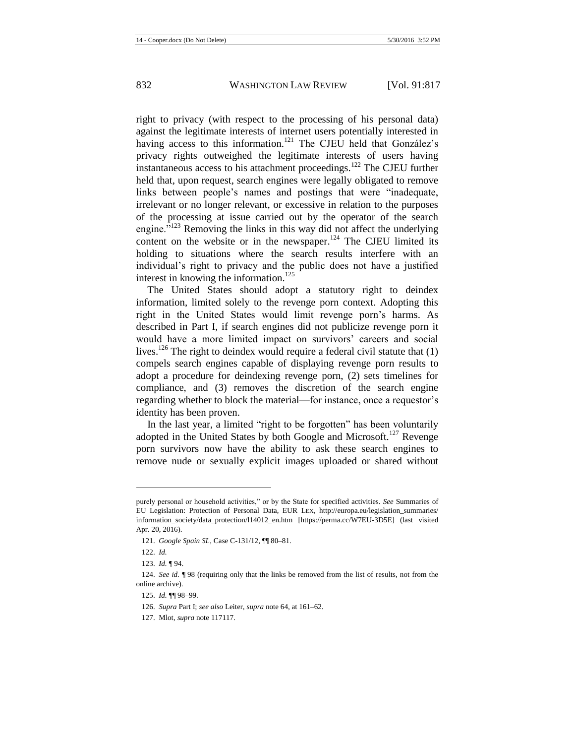right to privacy (with respect to the processing of his personal data) against the legitimate interests of internet users potentially interested in having access to this information.[121] The CJEU held that González's privacy rights outweighed the legitimate interests of users having instantaneous access to his attachment proceedings.[122] The CJEU further held that, upon request, search engines were legally obligated to remove links between people's names and postings that were "inadequate, irrelevant or no longer relevant, or excessive in relation to the purposes of the processing at issue carried out by the operator of the search engine."[123] Removing the links in this way did not affect the underlying content on the website or in the newspaper.[124] The CJEU limited its holding to situations where the search results interfere with an individual's right to privacy and the public does not have a justified interest in knowing the information.[125]

The United States should adopt a statutory right to deindex information, limited solely to the revenge porn context. Adopting this right in the United States would limit revenge porn's harms. As described in Part I, if search engines did not publicize revenge porn it would have a more limited impact on survivors' careers and social lives.[126] The right to deindex would require a federal civil statute that (1) compels search engines capable of displaying revenge porn results to adopt a procedure for deindexing revenge porn, (2) sets timelines for compliance, and (3) removes the discretion of the search engine regarding whether to block the material—for instance, once a requestor's identity has been proven.

In the last year, a limited "right to be forgotten" has been voluntarily adopted in the United States by both Google and Microsoft.[127] Revenge porn survivors now have the ability to ask these search engines to remove nude or sexually explicit images uploaded or shared without

---

purely personal or household activities," or by the State for specified activities. *See* Summaries of EU Legislation: Protection of Personal Data, EUR LEX, http://europa.eu/legislation_summaries/information_society/data_protection/l14012_en.htm [https://perma.cc/W7EU-3D5E] (last visited Apr. 20, 2016).

121. *Google Spain SL*, Case C-131/12, ¶¶ 80–81.

122. *Id.*

123. *Id.* ¶ 94.

124. *See id.* ¶ 98 (requiring only that the links be removed from the list of results, not from the online archive).

125. *Id.* ¶¶ 98–99.

126. *Supra* Part I; *see also* Leiter, *supra* note 64, at 161–62.

127. Mlot, *supra* note 117117.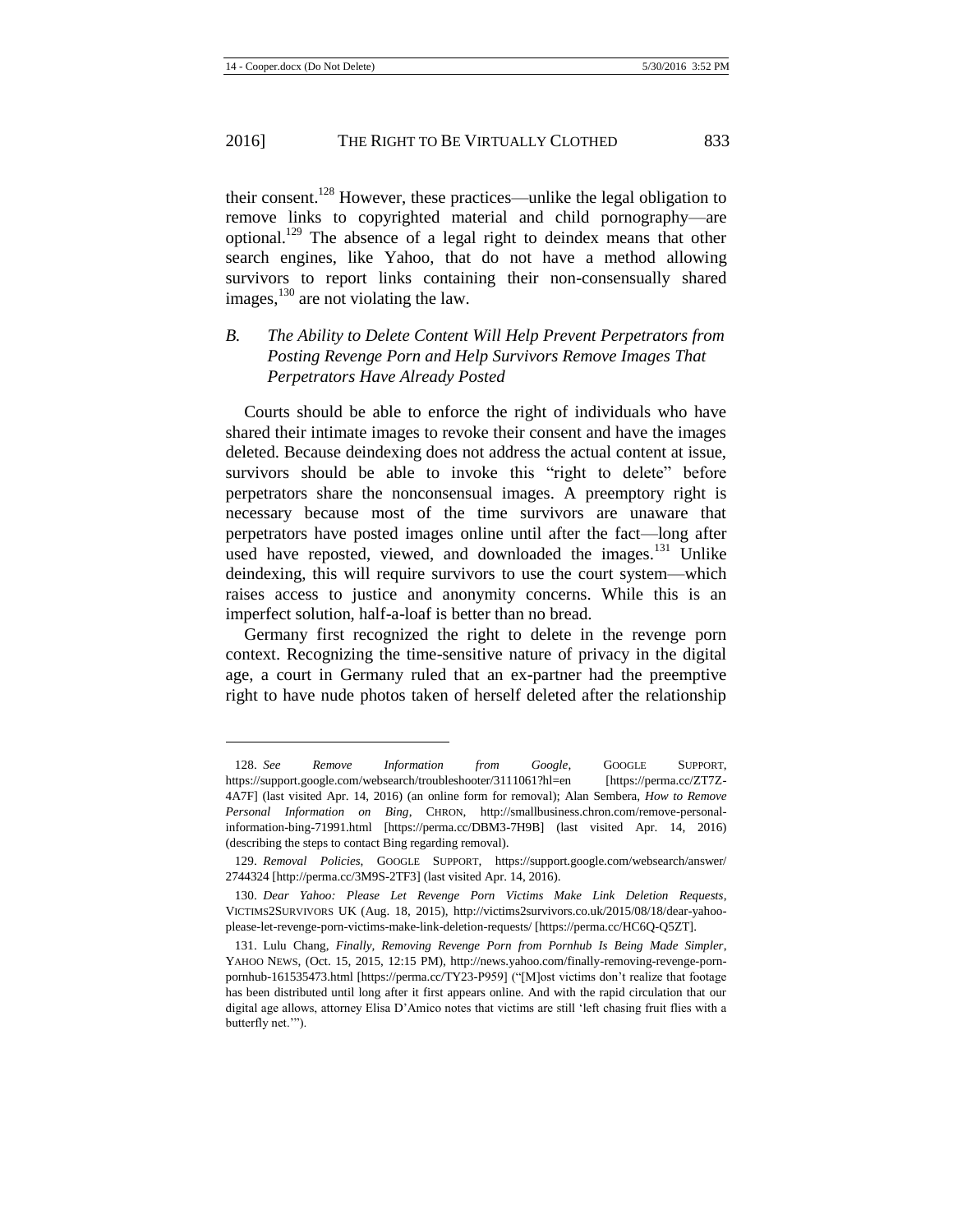their consent.[128] However, these practices—unlike the legal obligation to remove links to copyrighted material and child pornography—are optional.[129] The absence of a legal right to deindex means that other search engines, like Yahoo, that do not have a method allowing survivors to report links containing their non-consensually shared images,[130] are not violating the law.

### *B. The Ability to Delete Content Will Help Prevent Perpetrators from Posting Revenge Porn and Help Survivors Remove Images That Perpetrators Have Already Posted*

Courts should be able to enforce the right of individuals who have shared their intimate images to revoke their consent and have the images deleted. Because deindexing does not address the actual content at issue, survivors should be able to invoke this "right to delete" before perpetrators share the nonconsensual images. A preemptory right is necessary because most of the time survivors are unaware that perpetrators have posted images online until after the fact—long after used have reposted, viewed, and downloaded the images.[131] Unlike deindexing, this will require survivors to use the court system—which raises access to justice and anonymity concerns. While this is an imperfect solution, half-a-loaf is better than no bread.

Germany first recognized the right to delete in the revenge porn context. Recognizing the time-sensitive nature of privacy in the digital age, a court in Germany ruled that an ex-partner had the preemptive right to have nude photos taken of herself deleted after the relationship

---

128. *See Remove Information from Google*, GOOGLE SUPPORT, https://support.google.com/websearch/troubleshooter/3111061?hl=en [https://perma.cc/ZT7Z-4A7F] (last visited Apr. 14, 2016) (an online form for removal); Alan Sembera, *How to Remove Personal Information on Bing*, CHRON, http://smallbusiness.chron.com/remove-personal-information-bing-71991.html [https://perma.cc/DBM3-7H9B] (last visited Apr. 14, 2016) (describing the steps to contact Bing regarding removal).

129. *Removal Policies*, GOOGLE SUPPORT, https://support.google.com/websearch/answer/2744324 [http://perma.cc/3M9S-2TF3] (last visited Apr. 14, 2016).

130. *Dear Yahoo: Please Let Revenge Porn Victims Make Link Deletion Requests*, VICTIMS2SURVIVORS UK (Aug. 18, 2015), http://victims2survivors.co.uk/2015/08/18/dear-yahoo-please-let-revenge-porn-victims-make-link-deletion-requests/ [https://perma.cc/HC6Q-Q5ZT].

131. Lulu Chang, *Finally, Removing Revenge Porn from Pornhub Is Being Made Simpler*, YAHOO NEWS, (Oct. 15, 2015, 12:15 PM), http://news.yahoo.com/finally-removing-revenge-porn-pornhub-161535473.html [https://perma.cc/TY23-P959] ("[M]ost victims don't realize that footage has been distributed until long after it first appears online. And with the rapid circulation that our digital age allows, attorney Elisa D'Amico notes that victims are still 'left chasing fruit flies with a butterfly net.'").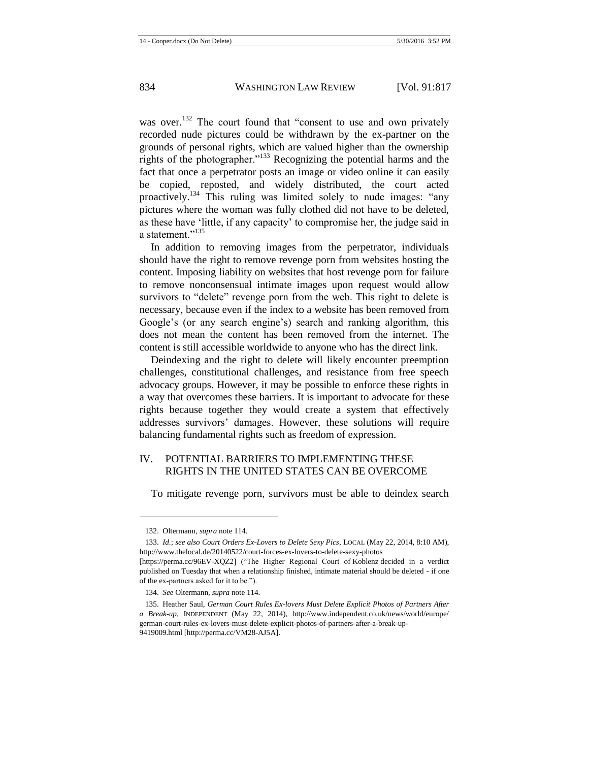was over.[132] The court found that "consent to use and own privately recorded nude pictures could be withdrawn by the ex-partner on the grounds of personal rights, which are valued higher than the ownership rights of the photographer."[133] Recognizing the potential harms and the fact that once a perpetrator posts an image or video online it can easily be copied, reposted, and widely distributed, the court acted proactively.[134] This ruling was limited solely to nude images: "any pictures where the woman was fully clothed did not have to be deleted, as these have 'little, if any capacity' to compromise her, the judge said in a statement."[135]

In addition to removing images from the perpetrator, individuals should have the right to remove revenge porn from websites hosting the content. Imposing liability on websites that host revenge porn for failure to remove nonconsensual intimate images upon request would allow survivors to "delete" revenge porn from the web. This right to delete is necessary, because even if the index to a website has been removed from Google's (or any search engine's) search and ranking algorithm, this does not mean the content has been removed from the internet. The content is still accessible worldwide to anyone who has the direct link.

Deindexing and the right to delete will likely encounter preemption challenges, constitutional challenges, and resistance from free speech advocacy groups. However, it may be possible to enforce these rights in a way that overcomes these barriers. It is important to advocate for these rights because together they would create a system that effectively addresses survivors' damages. However, these solutions will require balancing fundamental rights such as freedom of expression.

## IV. POTENTIAL BARRIERS TO IMPLEMENTING THESE RIGHTS IN THE UNITED STATES CAN BE OVERCOME

To mitigate revenge porn, survivors must be able to deindex search

---

132. Oltermann, *supra* note 114.

133. *Id.*; *see also Court Orders Ex-Lovers to Delete Sexy Pics*, LOCAL (May 22, 2014, 8:10 AM), http://www.thelocal.de/20140522/court-forces-ex-lovers-to-delete-sexy-photos [https://perma.cc/96EV-XQZ2] ("The Higher Regional Court of Koblenz decided in a verdict published on Tuesday that when a relationship finished, intimate material should be deleted - if one of the ex-partners asked for it to be.").

134. *See* Oltermann, *supra* note 114.

135. Heather Saul, *German Court Rules Ex-lovers Must Delete Explicit Photos of Partners After a Break-up*, INDEPENDENT (May 22, 2014), http://www.independent.co.uk/news/world/europe/german-court-rules-ex-lovers-must-delete-explicit-photos-of-partners-after-a-break-up-9419009.html [http://perma.cc/VM28-AJ5A].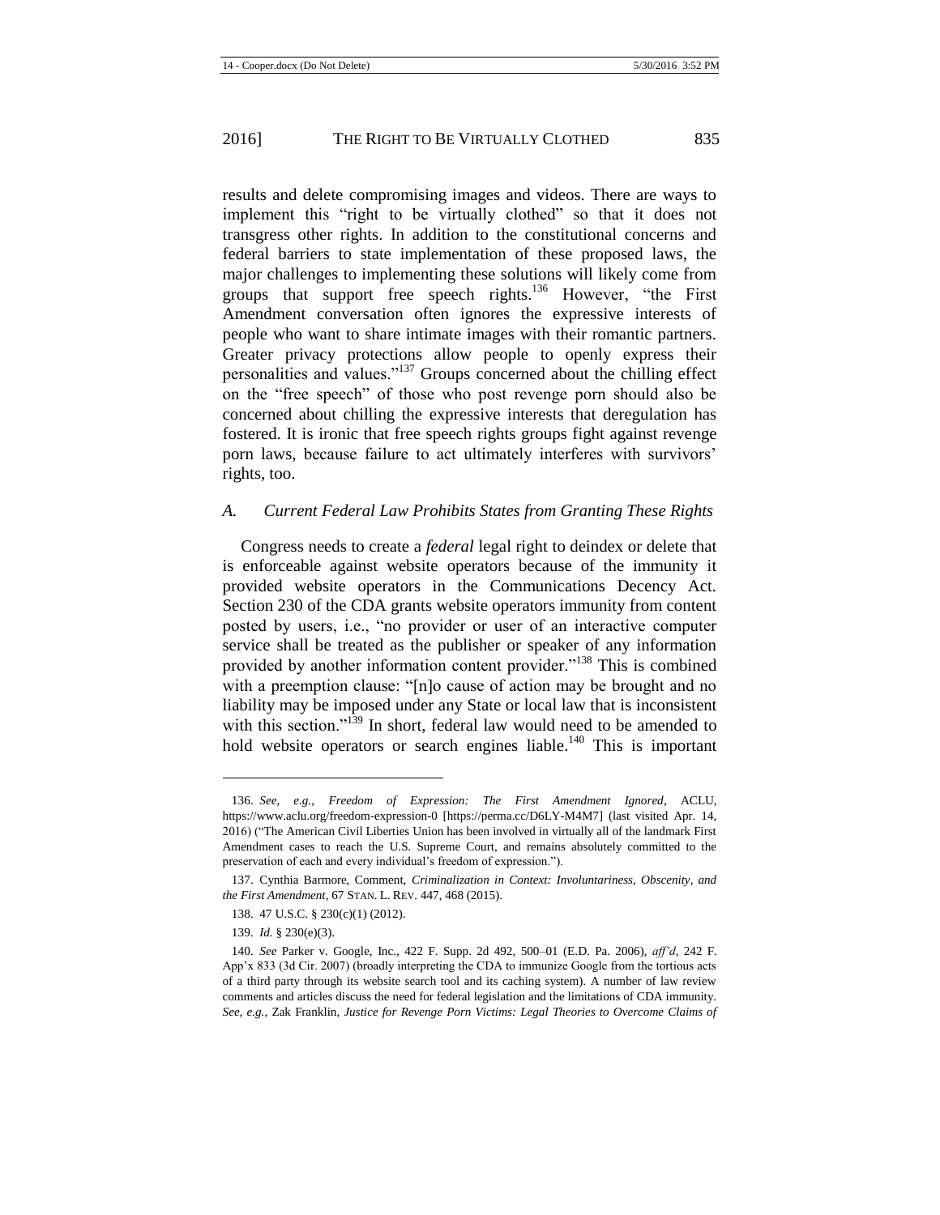results and delete compromising images and videos. There are ways to implement this "right to be virtually clothed" so that it does not transgress other rights. In addition to the constitutional concerns and federal barriers to state implementation of these proposed laws, the major challenges to implementing these solutions will likely come from groups that support free speech rights.[136] However, "the First Amendment conversation often ignores the expressive interests of people who want to share intimate images with their romantic partners. Greater privacy protections allow people to openly express their personalities and values."[137] Groups concerned about the chilling effect on the "free speech" of those who post revenge porn should also be concerned about chilling the expressive interests that deregulation has fostered. It is ironic that free speech rights groups fight against revenge porn laws, because failure to act ultimately interferes with survivors' rights, too.

### *A. Current Federal Law Prohibits States from Granting These Rights*

Congress needs to create a *federal* legal right to deindex or delete that is enforceable against website operators because of the immunity it provided website operators in the Communications Decency Act. Section 230 of the CDA grants website operators immunity from content posted by users, i.e., "no provider or user of an interactive computer service shall be treated as the publisher or speaker of any information provided by another information content provider."[138] This is combined with a preemption clause: "[n]o cause of action may be brought and no liability may be imposed under any State or local law that is inconsistent with this section."[139] In short, federal law would need to be amended to hold website operators or search engines liable.[140] This is important

---

136. *See, e.g.*, *Freedom of Expression: The First Amendment Ignored*, ACLU, https://www.aclu.org/freedom-expression-0 [https://perma.cc/D6LY-M4M7] (last visited Apr. 14, 2016) ("The American Civil Liberties Union has been involved in virtually all of the landmark First Amendment cases to reach the U.S. Supreme Court, and remains absolutely committed to the preservation of each and every individual's freedom of expression.").

137. Cynthia Barmore, Comment, *Criminalization in Context: Involuntariness, Obscenity, and the First Amendment*, 67 STAN. L. REV. 447, 468 (2015).

138. 47 U.S.C. § 230(c)(1) (2012).

139. *Id.* § 230(e)(3).

140. *See* Parker v. Google, Inc., 422 F. Supp. 2d 492, 500–01 (E.D. Pa. 2006), *aff'd*, 242 F. App'x 833 (3d Cir. 2007) (broadly interpreting the CDA to immunize Google from the tortious acts of a third party through its website search tool and its caching system). A number of law review comments and articles discuss the need for federal legislation and the limitations of CDA immunity. *See, e.g.*, Zak Franklin, *Justice for Revenge Porn Victims: Legal Theories to Overcome Claims of*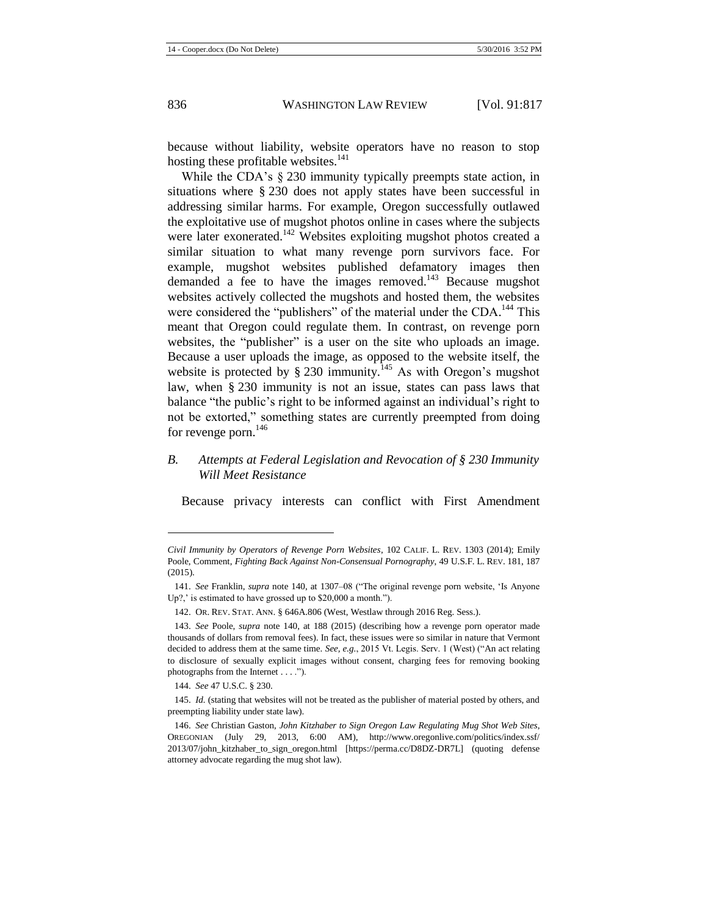because without liability, website operators have no reason to stop hosting these profitable websites.[141]

While the CDA's § 230 immunity typically preempts state action, in situations where § 230 does not apply states have been successful in addressing similar harms. For example, Oregon successfully outlawed the exploitative use of mugshot photos online in cases where the subjects were later exonerated.[142] Websites exploiting mugshot photos created a similar situation to what many revenge porn survivors face. For example, mugshot websites published defamatory images then demanded a fee to have the images removed.[143] Because mugshot websites actively collected the mugshots and hosted them, the websites were considered the "publishers" of the material under the CDA.[144] This meant that Oregon could regulate them. In contrast, on revenge porn websites, the "publisher" is a user on the site who uploads an image. Because a user uploads the image, as opposed to the website itself, the website is protected by § 230 immunity.[145] As with Oregon's mugshot law, when § 230 immunity is not an issue, states can pass laws that balance "the public's right to be informed against an individual's right to not be extorted," something states are currently preempted from doing for revenge porn.[146]

### *B. Attempts at Federal Legislation and Revocation of § 230 Immunity Will Meet Resistance*

Because privacy interests can conflict with First Amendment

---

*Civil Immunity by Operators of Revenge Porn Websites*, 102 CALIF. L. REV. 1303 (2014); Emily Poole, Comment, *Fighting Back Against Non-Consensual Pornography*, 49 U.S.F. L. REV. 181, 187 (2015).

141. *See* Franklin, *supra* note 140, at 1307–08 ("The original revenge porn website, 'Is Anyone Up?,' is estimated to have grossed up to $20,000 a month.").

142. OR. REV. STAT. ANN. § 646A.806 (West, Westlaw through 2016 Reg. Sess.).

143. *See* Poole, *supra* note 140, at 188 (2015) (describing how a revenge porn operator made thousands of dollars from removal fees). In fact, these issues were so similar in nature that Vermont decided to address them at the same time. *See, e.g.*, 2015 Vt. Legis. Serv. 1 (West) ("An act relating to disclosure of sexually explicit images without consent, charging fees for removing booking photographs from the Internet . . . .").

144. *See* 47 U.S.C. § 230.

145. *Id.* (stating that websites will not be treated as the publisher of material posted by others, and preempting liability under state law).

146. *See* Christian Gaston, *John Kitzhaber to Sign Oregon Law Regulating Mug Shot Web Sites*, OREGONIAN (July 29, 2013, 6:00 AM), http://www.oregonlive.com/politics/index.ssf/2013/07/john_kitzhaber_to_sign_oregon.html [https://perma.cc/D8DZ-DR7L] (quoting defense attorney advocate regarding the mug shot law).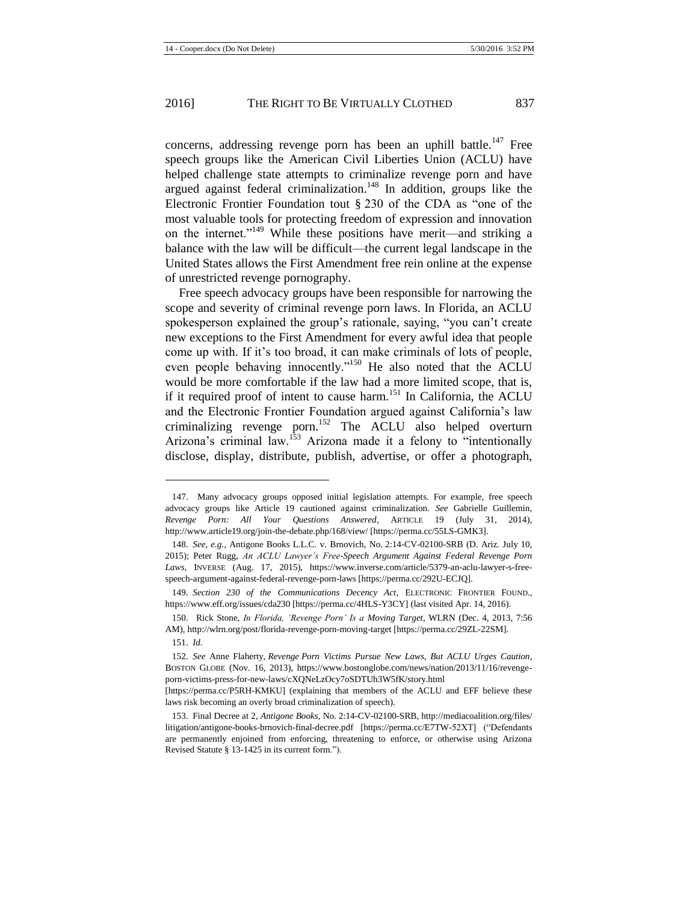concerns, addressing revenge porn has been an uphill battle.[147] Free speech groups like the American Civil Liberties Union (ACLU) have helped challenge state attempts to criminalize revenge porn and have argued against federal criminalization.[148] In addition, groups like the Electronic Frontier Foundation tout § 230 of the CDA as "one of the most valuable tools for protecting freedom of expression and innovation on the internet."[149] While these positions have merit—and striking a balance with the law will be difficult—the current legal landscape in the United States allows the First Amendment free rein online at the expense of unrestricted revenge pornography.

Free speech advocacy groups have been responsible for narrowing the scope and severity of criminal revenge porn laws. In Florida, an ACLU spokesperson explained the group's rationale, saying, "you can't create new exceptions to the First Amendment for every awful idea that people come up with. If it's too broad, it can make criminals of lots of people, even people behaving innocently."[150] He also noted that the ACLU would be more comfortable if the law had a more limited scope, that is, if it required proof of intent to cause harm.[151] In California, the ACLU and the Electronic Frontier Foundation argued against California's law criminalizing revenge porn.[152] The ACLU also helped overturn Arizona's criminal law.[153] Arizona made it a felony to "intentionally disclose, display, distribute, publish, advertise, or offer a photograph,

---

147. Many advocacy groups opposed initial legislation attempts. For example, free speech advocacy groups like Article 19 cautioned against criminalization. *See* Gabrielle Guillemin, *Revenge Porn: All Your Questions Answered*, ARTICLE 19 (July 31, 2014), http://www.article19.org/join-the-debate.php/168/view/ [https://perma.cc/55LS-GMK3].

148. *See, e.g.*, Antigone Books L.L.C. v. Brnovich, No. 2:14-CV-02100-SRB (D. Ariz. July 10, 2015); Peter Rugg, *An ACLU Lawyer's Free-Speech Argument Against Federal Revenge Porn Laws*, INVERSE (Aug. 17, 2015), https://www.inverse.com/article/5379-an-aclu-lawyer-s-free-speech-argument-against-federal-revenge-porn-laws [https://perma.cc/292U-ECJQ].

149. *Section 230 of the Communications Decency Act*, ELECTRONIC FRONTIER FOUND., https://www.eff.org/issues/cda230 [https://perma.cc/4HLS-Y3CY] (last visited Apr. 14, 2016).

150. Rick Stone, *In Florida, 'Revenge Porn' Is a Moving Target*, WLRN (Dec. 4, 2013, 7:56 AM), http://wlrn.org/post/florida-revenge-porn-moving-target [https://perma.cc/29ZL-22SM].

151. *Id.*

152. *See* Anne Flaherty, *Revenge Porn Victims Pursue New Laws, But ACLU Urges Caution*, BOSTON GLOBE (Nov. 16, 2013), https://www.bostonglobe.com/news/nation/2013/11/16/revenge-porn-victims-press-for-new-laws/cXQNeLzOcy7oSDTUh3W5fK/story.html [https://perma.cc/P5RH-KMKU] (explaining that members of the ACLU and EFF believe these laws risk becoming an overly broad criminalization of speech).

153. Final Decree at 2, *Antigone Books*, No. 2:14-CV-02100-SRB, http://mediacoalition.org/files/litigation/antigone-books-brnovich-final-decree.pdf [https://perma.cc/E7TW-52XT] ("Defendants are permanently enjoined from enforcing, threatening to enforce, or otherwise using Arizona Revised Statute § 13-1425 in its current form.").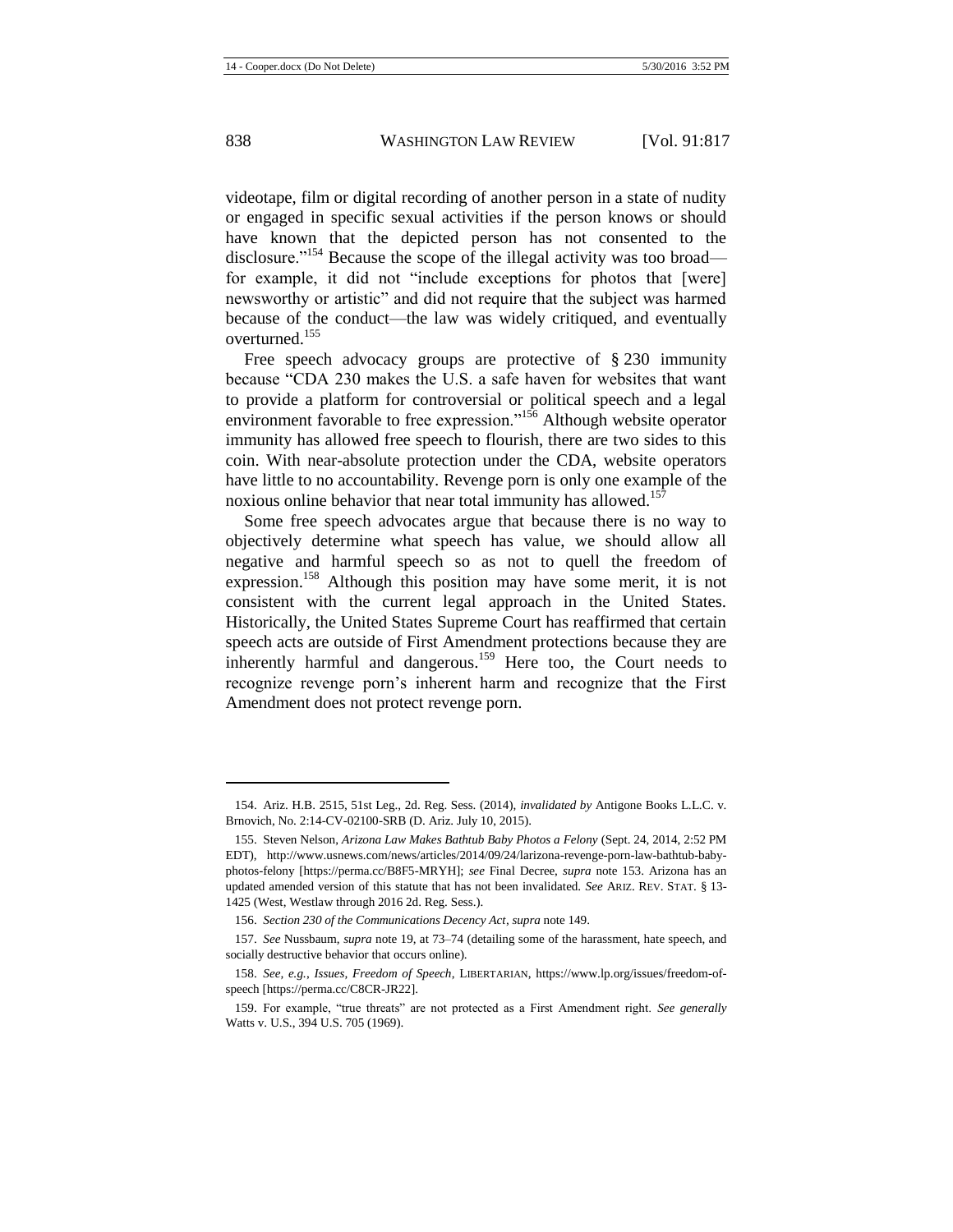videotape, film or digital recording of another person in a state of nudity or engaged in specific sexual activities if the person knows or should have known that the depicted person has not consented to the disclosure."[154] Because the scope of the illegal activity was too broad—for example, it did not "include exceptions for photos that [were] newsworthy or artistic" and did not require that the subject was harmed because of the conduct—the law was widely critiqued, and eventually overturned.[155]

Free speech advocacy groups are protective of § 230 immunity because "CDA 230 makes the U.S. a safe haven for websites that want to provide a platform for controversial or political speech and a legal environment favorable to free expression."[156] Although website operator immunity has allowed free speech to flourish, there are two sides to this coin. With near-absolute protection under the CDA, website operators have little to no accountability. Revenge porn is only one example of the noxious online behavior that near total immunity has allowed.[157]

Some free speech advocates argue that because there is no way to objectively determine what speech has value, we should allow all negative and harmful speech so as not to quell the freedom of expression.[158] Although this position may have some merit, it is not consistent with the current legal approach in the United States. Historically, the United States Supreme Court has reaffirmed that certain speech acts are outside of First Amendment protections because they are inherently harmful and dangerous.[159] Here too, the Court needs to recognize revenge porn's inherent harm and recognize that the First Amendment does not protect revenge porn.

---

154. Ariz. H.B. 2515, 51st Leg., 2d. Reg. Sess. (2014), *invalidated by* Antigone Books L.L.C. v. Brnovich, No. 2:14-CV-02100-SRB (D. Ariz. July 10, 2015).

155. Steven Nelson, *Arizona Law Makes Bathtub Baby Photos a Felony* (Sept. 24, 2014, 2:52 PM EDT), http://www.usnews.com/news/articles/2014/09/24/larizona-revenge-porn-law-bathtub-baby-photos-felony [https://perma.cc/B8F5-MRYH]; *see* Final Decree, *supra* note 153. Arizona has an updated amended version of this statute that has not been invalidated. *See* ARIZ. REV. STAT. § 13-1425 (West, Westlaw through 2016 2d. Reg. Sess.).

156. *Section 230 of the Communications Decency Act*, *supra* note 149.

157. *See* Nussbaum, *supra* note 19, at 73–74 (detailing some of the harassment, hate speech, and socially destructive behavior that occurs online).

158. *See, e.g.*, *Issues, Freedom of Speech*, LIBERTARIAN, https://www.lp.org/issues/freedom-of-speech [https://perma.cc/C8CR-JR22].

159. For example, "true threats" are not protected as a First Amendment right. *See generally* Watts v. U.S., 394 U.S. 705 (1969).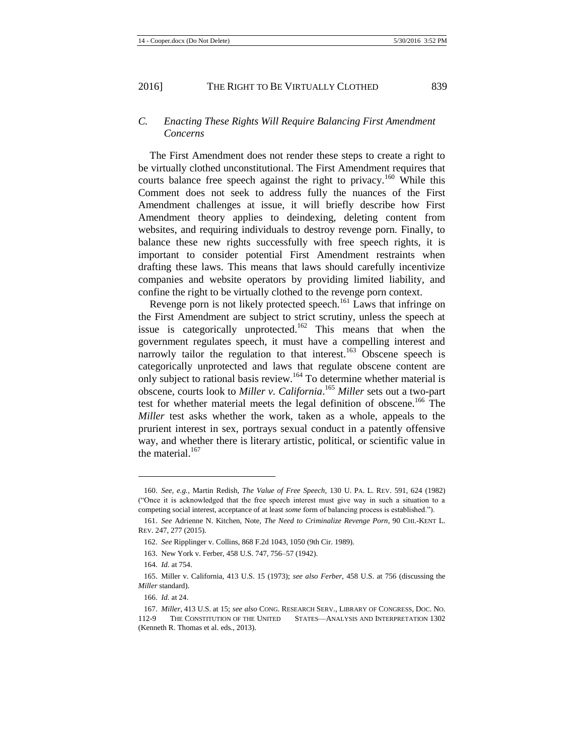### C. *Enacting These Rights Will Require Balancing First Amendment Concerns*

The First Amendment does not render these steps to create a right to be virtually clothed unconstitutional. The First Amendment requires that courts balance free speech against the right to privacy.[160] While this Comment does not seek to address fully the nuances of the First Amendment challenges at issue, it will briefly describe how First Amendment theory applies to deindexing, deleting content from websites, and requiring individuals to destroy revenge porn. Finally, to balance these new rights successfully with free speech rights, it is important to consider potential First Amendment restraints when drafting these laws. This means that laws should carefully incentivize companies and website operators by providing limited liability, and confine the right to be virtually clothed to the revenge porn context.

Revenge porn is not likely protected speech.[161] Laws that infringe on the First Amendment are subject to strict scrutiny, unless the speech at issue is categorically unprotected.[162] This means that when the government regulates speech, it must have a compelling interest and narrowly tailor the regulation to that interest.[163] Obscene speech is categorically unprotected and laws that regulate obscene content are only subject to rational basis review.[164] To determine whether material is obscene, courts look to *Miller v. California*.[165] *Miller* sets out a two-part test for whether material meets the legal definition of obscene.[166] The *Miller* test asks whether the work, taken as a whole, appeals to the prurient interest in sex, portrays sexual conduct in a patently offensive way, and whether there is literary artistic, political, or scientific value in the material.[167]

---

160. *See, e.g.*, Martin Redish, *The Value of Free Speech*, 130 U. PA. L. REV. 591, 624 (1982) ("Once it is acknowledged that the free speech interest must give way in such a situation to a competing social interest, acceptance of at least *some* form of balancing process is established.").

161. *See* Adrienne N. Kitchen, Note, *The Need to Criminalize Revenge Porn*, 90 CHI.-KENT L. REV. 247, 277 (2015).

162. *See* Ripplinger v. Collins, 868 F.2d 1043, 1050 (9th Cir. 1989).

163. New York v. Ferber, 458 U.S. 747, 756–57 (1942).

164. *Id.* at 754.

165. Miller v. California, 413 U.S. 15 (1973); *see also Ferber*, 458 U.S. at 756 (discussing the *Miller* standard).

166. *Id.* at 24.

167. *Miller*, 413 U.S. at 15; *see also* CONG. RESEARCH SERV., LIBRARY OF CONGRESS, DOC. NO. 112-9 THE CONSTITUTION OF THE UNITED STATES—ANALYSIS AND INTERPRETATION 1302 (Kenneth R. Thomas et al. eds., 2013).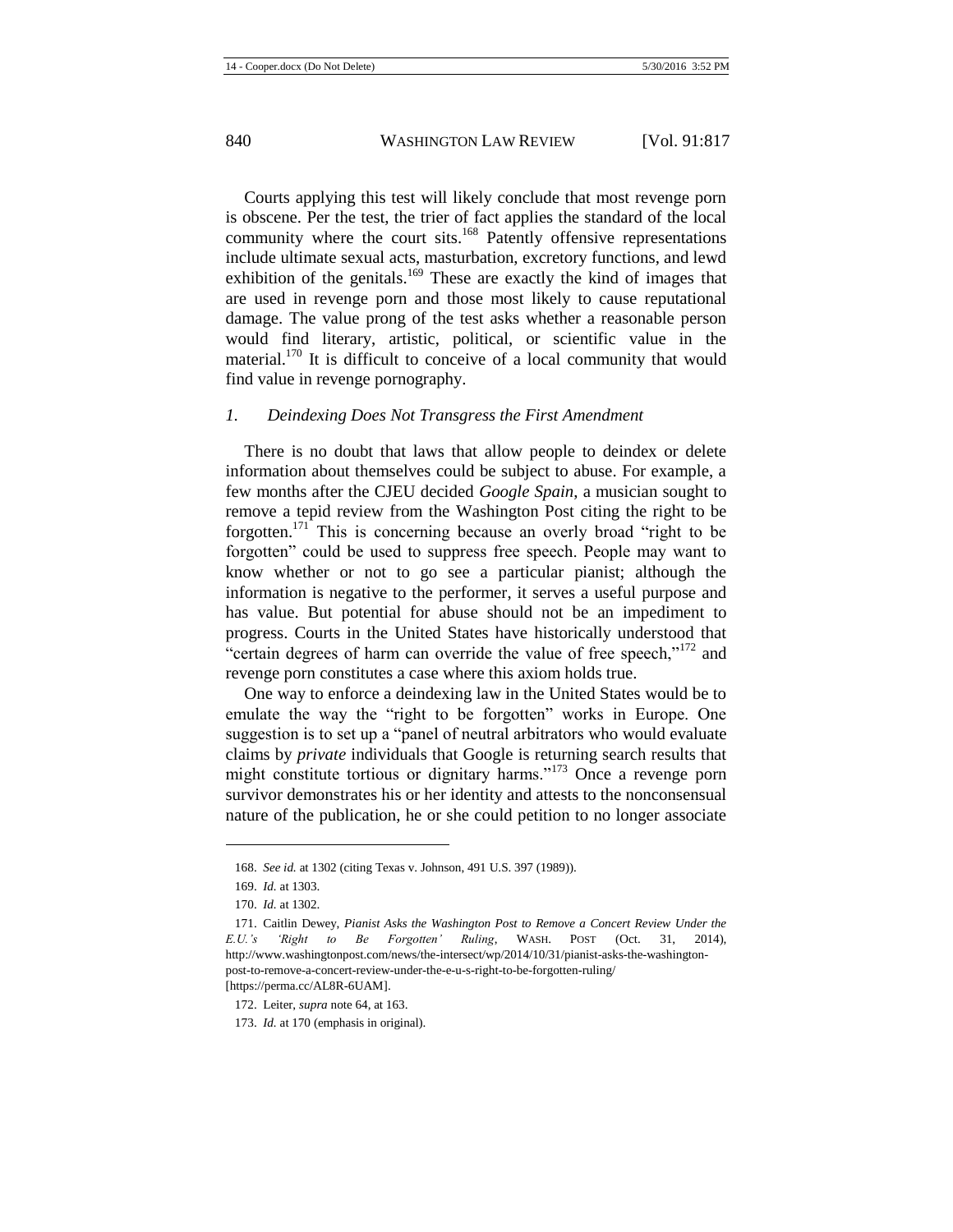Courts applying this test will likely conclude that most revenge porn is obscene. Per the test, the trier of fact applies the standard of the local community where the court sits.[168] Patently offensive representations include ultimate sexual acts, masturbation, excretory functions, and lewd exhibition of the genitals.[169] These are exactly the kind of images that are used in revenge porn and those most likely to cause reputational damage. The value prong of the test asks whether a reasonable person would find literary, artistic, political, or scientific value in the material.[170] It is difficult to conceive of a local community that would find value in revenge pornography.

### *1. Deindexing Does Not Transgress the First Amendment*

There is no doubt that laws that allow people to deindex or delete information about themselves could be subject to abuse. For example, a few months after the CJEU decided *Google Spain*, a musician sought to remove a tepid review from the Washington Post citing the right to be forgotten.[171] This is concerning because an overly broad "right to be forgotten" could be used to suppress free speech. People may want to know whether or not to go see a particular pianist; although the information is negative to the performer, it serves a useful purpose and has value. But potential for abuse should not be an impediment to progress. Courts in the United States have historically understood that "certain degrees of harm can override the value of free speech,"[172] and revenge porn constitutes a case where this axiom holds true.

One way to enforce a deindexing law in the United States would be to emulate the way the "right to be forgotten" works in Europe. One suggestion is to set up a "panel of neutral arbitrators who would evaluate claims by *private* individuals that Google is returning search results that might constitute tortious or dignitary harms."[173] Once a revenge porn survivor demonstrates his or her identity and attests to the nonconsensual nature of the publication, he or she could petition to no longer associate

---

168. *See id.* at 1302 (citing Texas v. Johnson, 491 U.S. 397 (1989)).

169. *Id.* at 1303.

170. *Id.* at 1302.

171. Caitlin Dewey, *Pianist Asks the Washington Post to Remove a Concert Review Under the E.U.'s 'Right to Be Forgotten' Ruling*, WASH. POST (Oct. 31, 2014), http://www.washingtonpost.com/news/the-intersect/wp/2014/10/31/pianist-asks-the-washington-post-to-remove-a-concert-review-under-the-e-u-s-right-to-be-forgotten-ruling/ [https://perma.cc/AL8R-6UAM].

172. Leiter, *supra* note 64, at 163.

173. *Id.* at 170 (emphasis in original).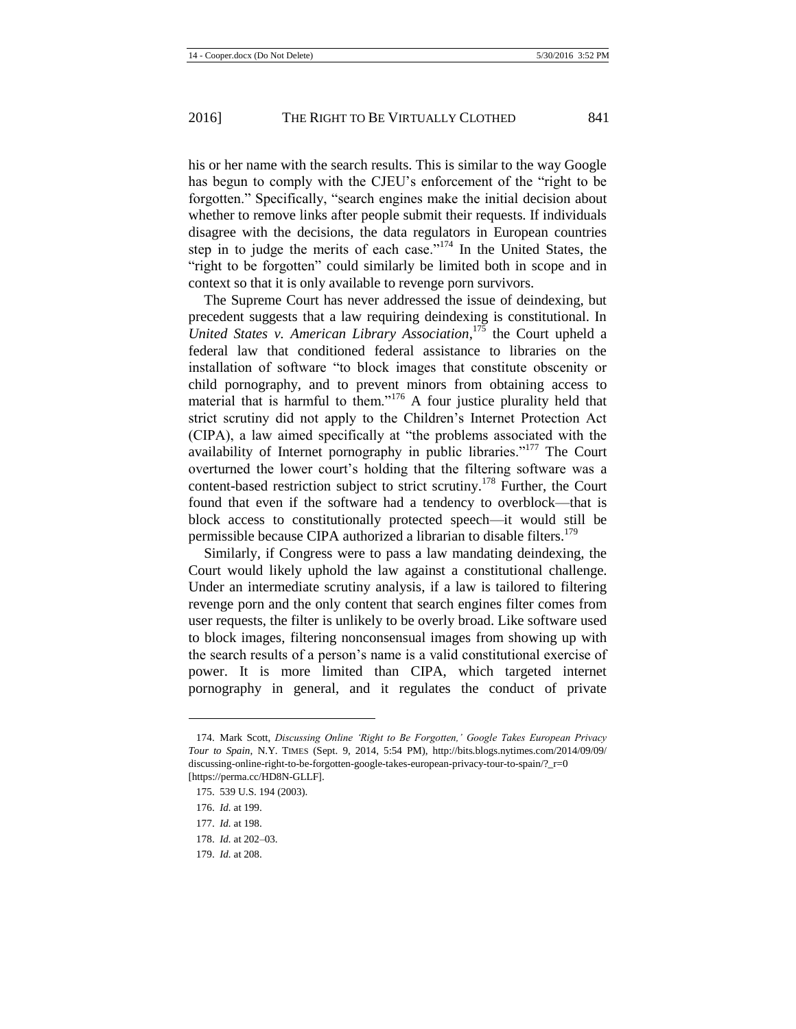his or her name with the search results. This is similar to the way Google has begun to comply with the CJEU's enforcement of the "right to be forgotten." Specifically, "search engines make the initial decision about whether to remove links after people submit their requests. If individuals disagree with the decisions, the data regulators in European countries step in to judge the merits of each case."[174] In the United States, the "right to be forgotten" could similarly be limited both in scope and in context so that it is only available to revenge porn survivors.

The Supreme Court has never addressed the issue of deindexing, but precedent suggests that a law requiring deindexing is constitutional. In *United States v. American Library Association*,[175] the Court upheld a federal law that conditioned federal assistance to libraries on the installation of software "to block images that constitute obscenity or child pornography, and to prevent minors from obtaining access to material that is harmful to them."[176] A four justice plurality held that strict scrutiny did not apply to the Children's Internet Protection Act (CIPA), a law aimed specifically at "the problems associated with the availability of Internet pornography in public libraries."[177] The Court overturned the lower court's holding that the filtering software was a content-based restriction subject to strict scrutiny.[178] Further, the Court found that even if the software had a tendency to overblock—that is block access to constitutionally protected speech—it would still be permissible because CIPA authorized a librarian to disable filters.[179]

Similarly, if Congress were to pass a law mandating deindexing, the Court would likely uphold the law against a constitutional challenge. Under an intermediate scrutiny analysis, if a law is tailored to filtering revenge porn and the only content that search engines filter comes from user requests, the filter is unlikely to be overly broad. Like software used to block images, filtering nonconsensual images from showing up with the search results of a person's name is a valid constitutional exercise of power. It is more limited than CIPA, which targeted internet pornography in general, and it regulates the conduct of private

---

174. Mark Scott, *Discussing Online 'Right to Be Forgotten,' Google Takes European Privacy Tour to Spain*, N.Y. TIMES (Sept. 9, 2014, 5:54 PM), http://bits.blogs.nytimes.com/2014/09/09/discussing-online-right-to-be-forgotten-google-takes-european-privacy-tour-to-spain/?_r=0 [https://perma.cc/HD8N-GLLF].

175. 539 U.S. 194 (2003).

176. *Id.* at 199.

177. *Id.* at 198.

178. *Id.* at 202–03.

179. *Id.* at 208.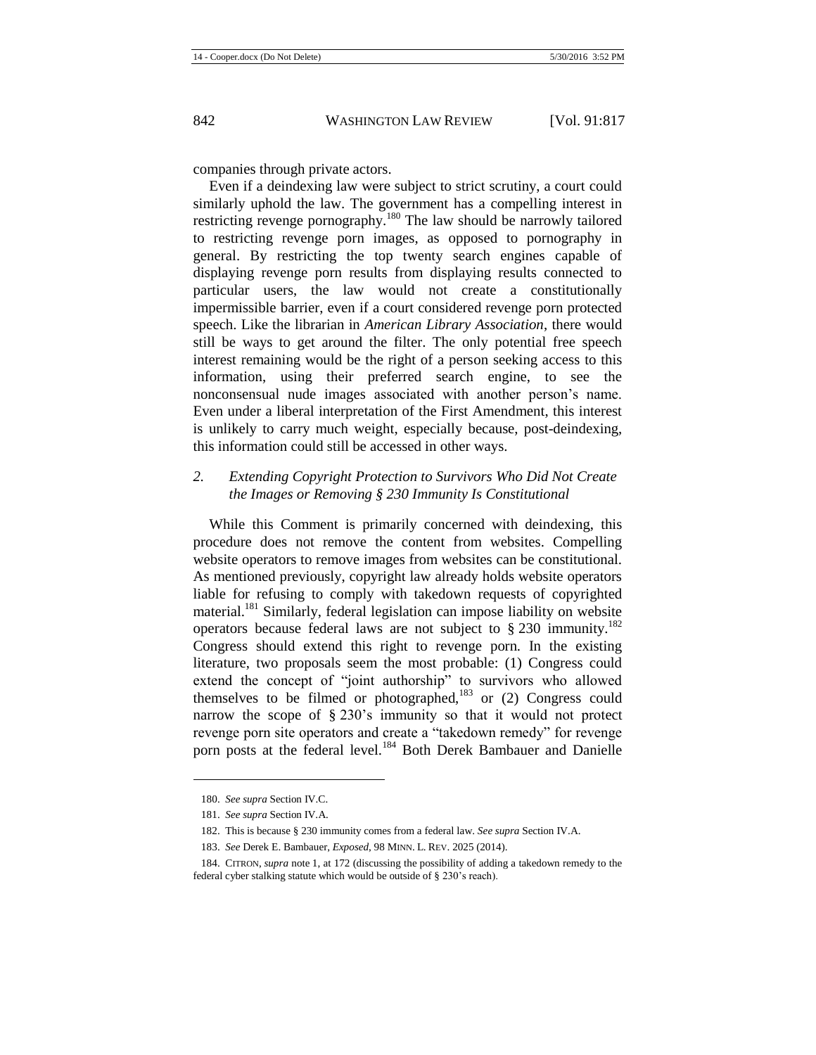companies through private actors.

Even if a deindexing law were subject to strict scrutiny, a court could similarly uphold the law. The government has a compelling interest in restricting revenge pornography.[180] The law should be narrowly tailored to restricting revenge porn images, as opposed to pornography in general. By restricting the top twenty search engines capable of displaying revenge porn results from displaying results connected to particular users, the law would not create a constitutionally impermissible barrier, even if a court considered revenge porn protected speech. Like the librarian in *American Library Association*, there would still be ways to get around the filter. The only potential free speech interest remaining would be the right of a person seeking access to this information, using their preferred search engine, to see the nonconsensual nude images associated with another person's name. Even under a liberal interpretation of the First Amendment, this interest is unlikely to carry much weight, especially because, post-deindexing, this information could still be accessed in other ways.

### *2. Extending Copyright Protection to Survivors Who Did Not Create the Images or Removing § 230 Immunity Is Constitutional*

While this Comment is primarily concerned with deindexing, this procedure does not remove the content from websites. Compelling website operators to remove images from websites can be constitutional. As mentioned previously, copyright law already holds website operators liable for refusing to comply with takedown requests of copyrighted material.[181] Similarly, federal legislation can impose liability on website operators because federal laws are not subject to § 230 immunity.[182] Congress should extend this right to revenge porn. In the existing literature, two proposals seem the most probable: (1) Congress could extend the concept of "joint authorship" to survivors who allowed themselves to be filmed or photographed,[183] or (2) Congress could narrow the scope of § 230's immunity so that it would not protect revenge porn site operators and create a "takedown remedy" for revenge porn posts at the federal level.[184] Both Derek Bambauer and Danielle

---

180. *See supra* Section IV.C.

181. *See supra* Section IV.A.

182. This is because § 230 immunity comes from a federal law. *See supra* Section IV.A.

183. *See* Derek E. Bambauer, *Exposed*, 98 MINN. L. REV. 2025 (2014).

184. CITRON, *supra* note 1, at 172 (discussing the possibility of adding a takedown remedy to the federal cyber stalking statute which would be outside of § 230's reach).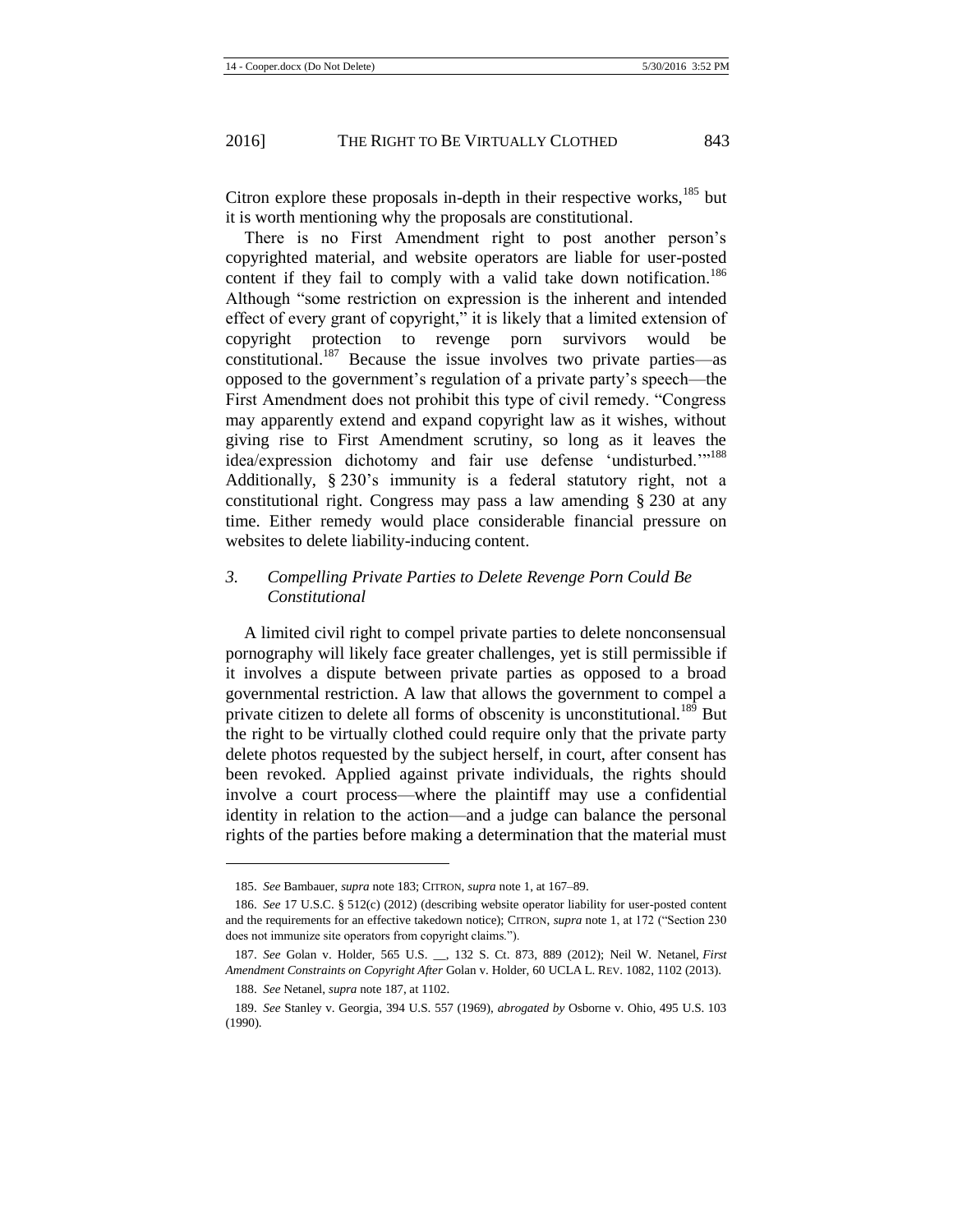Citron explore these proposals in-depth in their respective works,[185] but it is worth mentioning why the proposals are constitutional.

There is no First Amendment right to post another person's copyrighted material, and website operators are liable for user-posted content if they fail to comply with a valid take down notification.[186] Although "some restriction on expression is the inherent and intended effect of every grant of copyright," it is likely that a limited extension of copyright protection to revenge porn survivors would be constitutional.[187] Because the issue involves two private parties—as opposed to the government's regulation of a private party's speech—the First Amendment does not prohibit this type of civil remedy. "Congress may apparently extend and expand copyright law as it wishes, without giving rise to First Amendment scrutiny, so long as it leaves the idea/expression dichotomy and fair use defense 'undisturbed.'"[188] Additionally, § 230's immunity is a federal statutory right, not a constitutional right. Congress may pass a law amending § 230 at any time. Either remedy would place considerable financial pressure on websites to delete liability-inducing content.

### *3. Compelling Private Parties to Delete Revenge Porn Could Be Constitutional*

A limited civil right to compel private parties to delete nonconsensual pornography will likely face greater challenges, yet is still permissible if it involves a dispute between private parties as opposed to a broad governmental restriction. A law that allows the government to compel a private citizen to delete all forms of obscenity is unconstitutional.[189] But the right to be virtually clothed could require only that the private party delete photos requested by the subject herself, in court, after consent has been revoked. Applied against private individuals, the rights should involve a court process—where the plaintiff may use a confidential identity in relation to the action—and a judge can balance the personal rights of the parties before making a determination that the material must

---

185. *See* Bambauer, *supra* note 183; CITRON, *supra* note 1, at 167–89.

186. *See* 17 U.S.C. § 512(c) (2012) (describing website operator liability for user-posted content and the requirements for an effective takedown notice); CITRON, *supra* note 1, at 172 ("Section 230 does not immunize site operators from copyright claims.").

187. *See* Golan v. Holder, 565 U.S. __, 132 S. Ct. 873, 889 (2012); Neil W. Netanel, *First Amendment Constraints on Copyright After* Golan v. Holder, 60 UCLA L. REV. 1082, 1102 (2013).

188. *See* Netanel, *supra* note 187, at 1102.

189. *See* Stanley v. Georgia, 394 U.S. 557 (1969), *abrogated by* Osborne v. Ohio, 495 U.S. 103 (1990).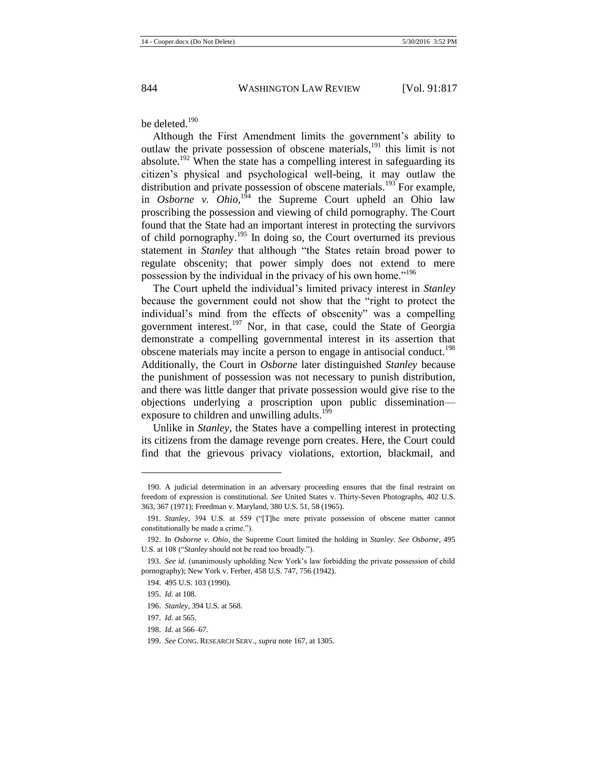be deleted.[190]

Although the First Amendment limits the government's ability to outlaw the private possession of obscene materials,[191] this limit is not absolute.[192] When the state has a compelling interest in safeguarding its citizen's physical and psychological well-being, it may outlaw the distribution and private possession of obscene materials.[193] For example, in *Osborne v. Ohio*,[194] the Supreme Court upheld an Ohio law proscribing the possession and viewing of child pornography. The Court found that the State had an important interest in protecting the survivors of child pornography.[195] In doing so, the Court overturned its previous statement in *Stanley* that although "the States retain broad power to regulate obscenity; that power simply does not extend to mere possession by the individual in the privacy of his own home."[196]

The Court upheld the individual's limited privacy interest in *Stanley* because the government could not show that the "right to protect the individual's mind from the effects of obscenity" was a compelling government interest.[197] Nor, in that case, could the State of Georgia demonstrate a compelling governmental interest in its assertion that obscene materials may incite a person to engage in antisocial conduct.[198] Additionally, the Court in *Osborne* later distinguished *Stanley* because the punishment of possession was not necessary to punish distribution, and there was little danger that private possession would give rise to the objections underlying a proscription upon public dissemination—exposure to children and unwilling adults.[199]

Unlike in *Stanley*, the States have a compelling interest in protecting its citizens from the damage revenge porn creates. Here, the Court could find that the grievous privacy violations, extortion, blackmail, and

---

190. A judicial determination in an adversary proceeding ensures that the final restraint on freedom of expression is constitutional. *See* United States v. Thirty-Seven Photographs, 402 U.S. 363, 367 (1971); Freedman v. Maryland, 380 U.S. 51, 58 (1965).

191. *Stanley*, 394 U.S. at 559 ("[T]he mere private possession of obscene matter cannot constitutionally be made a crime.").

192. In *Osborne v. Ohio*, the Supreme Court limited the holding in *Stanley*. *See Osborne*, 495 U.S. at 108 ("*Stanley* should not be read too broadly.").

193. *See id.* (unanimously upholding New York's law forbidding the private possession of child pornography); New York v. Ferber, 458 U.S. 747, 756 (1942).

194. 495 U.S. 103 (1990).

195. *Id.* at 108.

196. *Stanley*, 394 U.S. at 568.

197. *Id.* at 565.

198. *Id.* at 566–67.

199. *See* CONG. RESEARCH SERV., *supra* note 167, at 1305.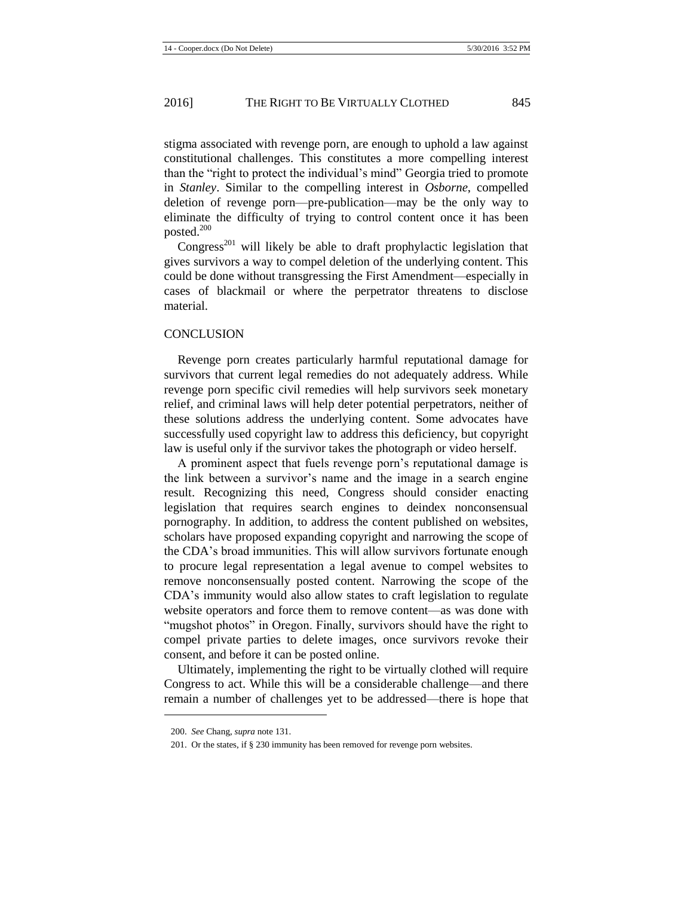stigma associated with revenge porn, are enough to uphold a law against constitutional challenges. This constitutes a more compelling interest than the "right to protect the individual's mind" Georgia tried to promote in *Stanley*. Similar to the compelling interest in *Osborne*, compelled deletion of revenge porn—pre-publication—may be the only way to eliminate the difficulty of trying to control content once it has been posted.[200]

Congress[201] will likely be able to draft prophylactic legislation that gives survivors a way to compel deletion of the underlying content. This could be done without transgressing the First Amendment—especially in cases of blackmail or where the perpetrator threatens to disclose material.

## CONCLUSION

Revenge porn creates particularly harmful reputational damage for survivors that current legal remedies do not adequately address. While revenge porn specific civil remedies will help survivors seek monetary relief, and criminal laws will help deter potential perpetrators, neither of these solutions address the underlying content. Some advocates have successfully used copyright law to address this deficiency, but copyright law is useful only if the survivor takes the photograph or video herself.

A prominent aspect that fuels revenge porn's reputational damage is the link between a survivor's name and the image in a search engine result. Recognizing this need, Congress should consider enacting legislation that requires search engines to deindex nonconsensual pornography. In addition, to address the content published on websites, scholars have proposed expanding copyright and narrowing the scope of the CDA's broad immunities. This will allow survivors fortunate enough to procure legal representation a legal avenue to compel websites to remove nonconsensually posted content. Narrowing the scope of the CDA's immunity would also allow states to craft legislation to regulate website operators and force them to remove content—as was done with "mugshot photos" in Oregon. Finally, survivors should have the right to compel private parties to delete images, once survivors revoke their consent, and before it can be posted online.

Ultimately, implementing the right to be virtually clothed will require Congress to act. While this will be a considerable challenge—and there remain a number of challenges yet to be addressed—there is hope that

---

200. *See* Chang, *supra* note 131.

201. Or the states, if § 230 immunity has been removed for revenge porn websites.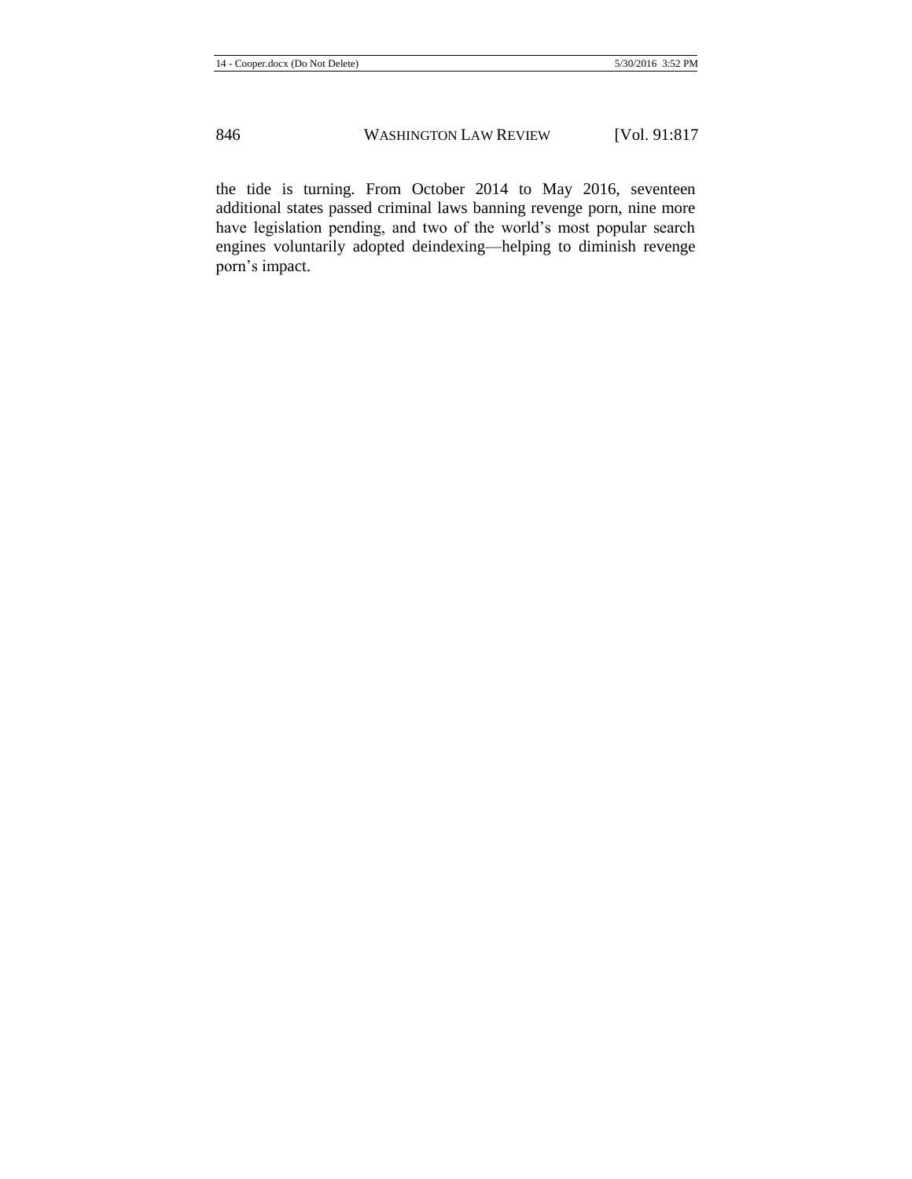the tide is turning. From October 2014 to May 2016, seventeen additional states passed criminal laws banning revenge porn, nine more have legislation pending, and two of the world's most popular search engines voluntarily adopted deindexing—helping to diminish revenge porn's impact.